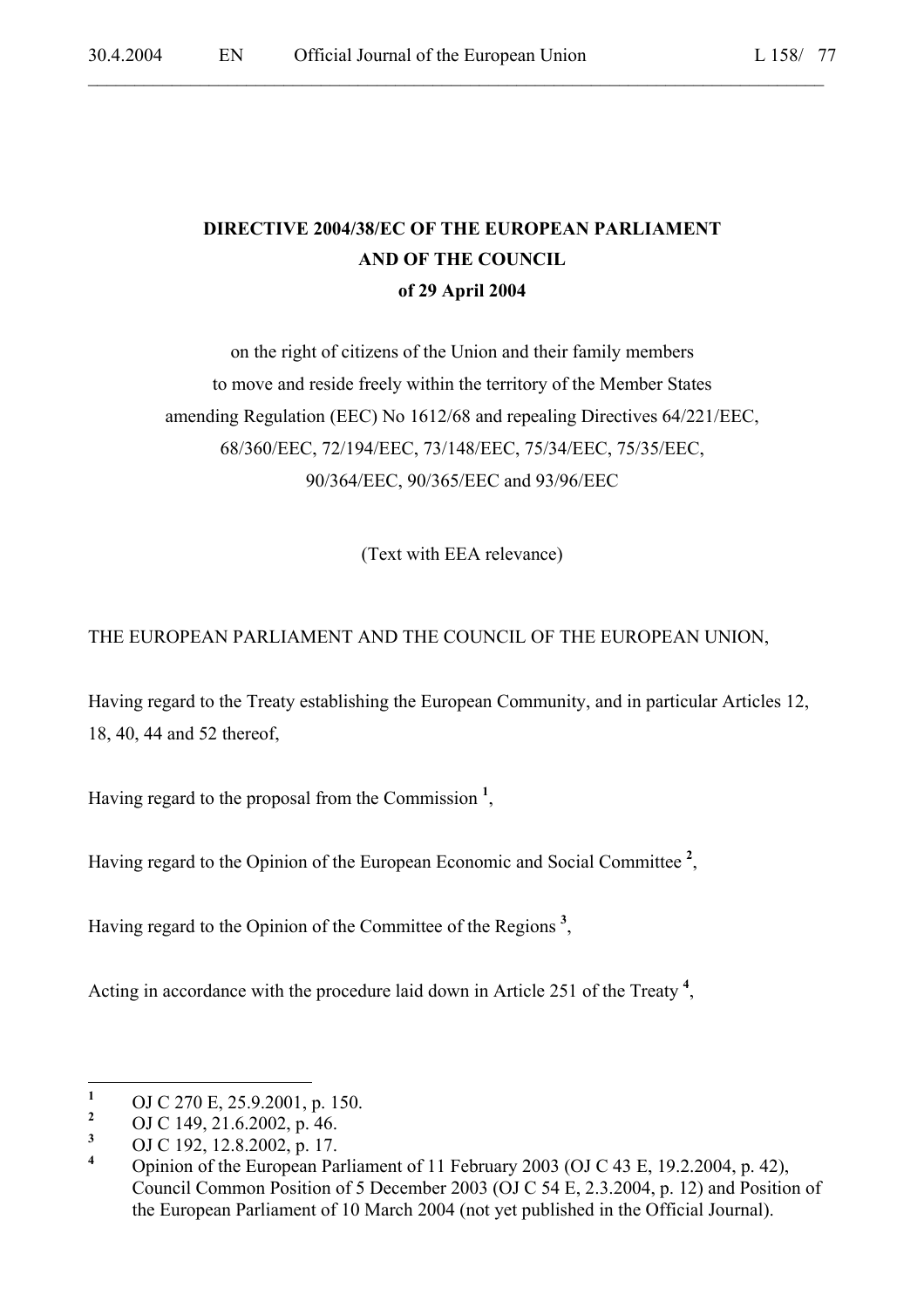# DIRECTIVE 2004/38/EC OF THE EUROPEAN PARLIAMENT AND OF THE COUNCIL of 29 April 2004

on the right of citizens of the Union and their family members
to move and reside freely within the territory of the Member States
amending Regulation (EEC) No 1612/68 and repealing Directives 64/221/EEC,
68/360/EEC, 72/194/EEC, 73/148/EEC, 75/34/EEC, 75/35/EEC,
90/364/EEC, 90/365/EEC and 93/96/EEC

(Text with EEA relevance)

THE EUROPEAN PARLIAMENT AND THE COUNCIL OF THE EUROPEAN UNION,

Having regard to the Treaty establishing the European Community, and in particular Articles 12, 18, 40, 44 and 52 thereof,

Having regard to the proposal from the Commission [1],

Having regard to the Opinion of the European Economic and Social Committee [2],

Having regard to the Opinion of the Committee of the Regions [3],

Acting in accordance with the procedure laid down in Article 251 of the Treaty [4],

---

[1] OJ C 270 E, 25.9.2001, p. 150.

[2] OJ C 149, 21.6.2002, p. 46.

[3] OJ C 192, 12.8.2002, p. 17.

[4] Opinion of the European Parliament of 11 February 2003 (OJ C 43 E, 19.2.2004, p. 42), Council Common Position of 5 December 2003 (OJ C 54 E, 2.3.2004, p. 12) and Position of the European Parliament of 10 March 2004 (not yet published in the Official Journal).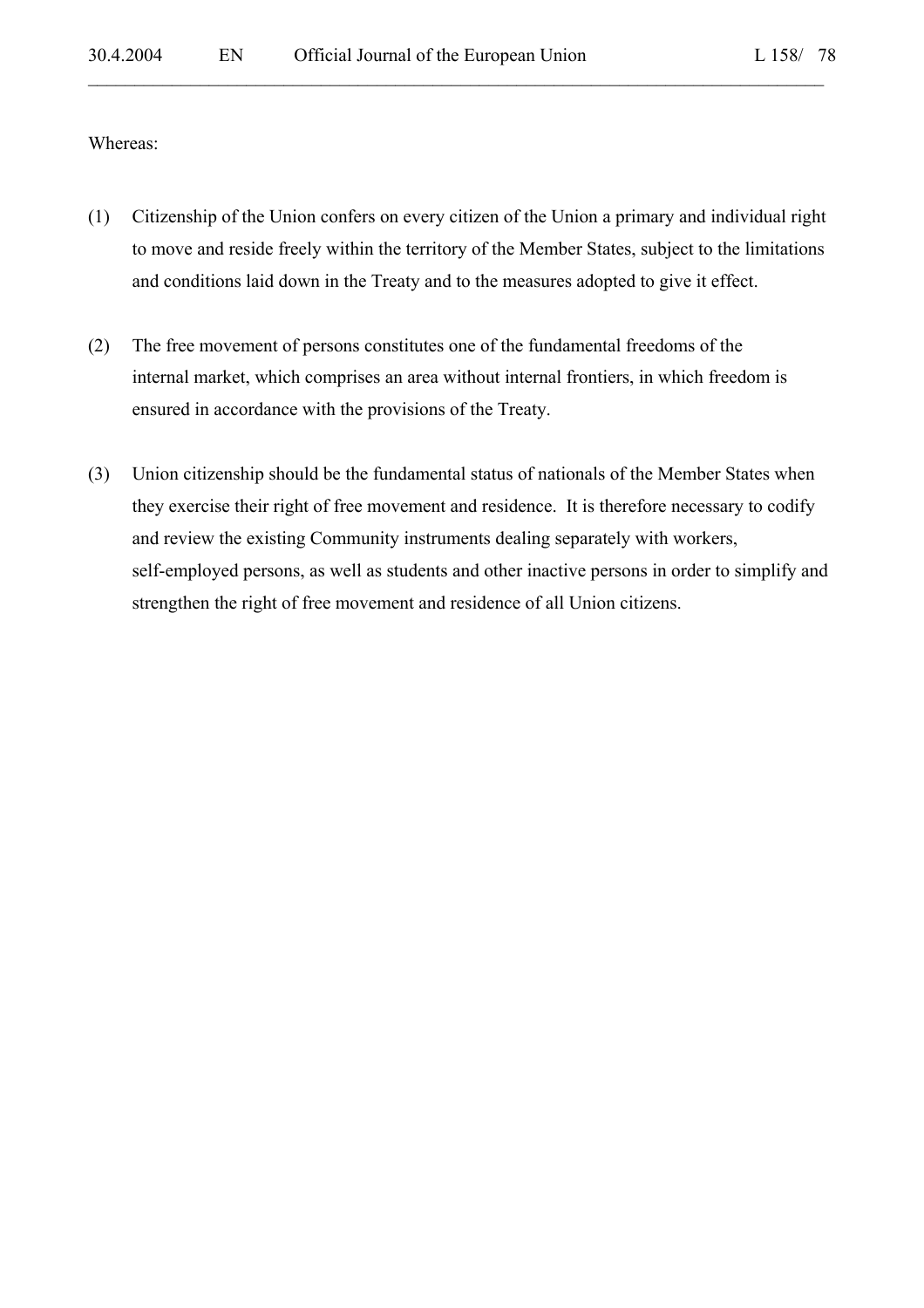Whereas:

(1) Citizenship of the Union confers on every citizen of the Union a primary and individual right to move and reside freely within the territory of the Member States, subject to the limitations and conditions laid down in the Treaty and to the measures adopted to give it effect.

(2) The free movement of persons constitutes one of the fundamental freedoms of the internal market, which comprises an area without internal frontiers, in which freedom is ensured in accordance with the provisions of the Treaty.

(3) Union citizenship should be the fundamental status of nationals of the Member States when they exercise their right of free movement and residence. It is therefore necessary to codify and review the existing Community instruments dealing separately with workers, self-employed persons, as well as students and other inactive persons in order to simplify and strengthen the right of free movement and residence of all Union citizens.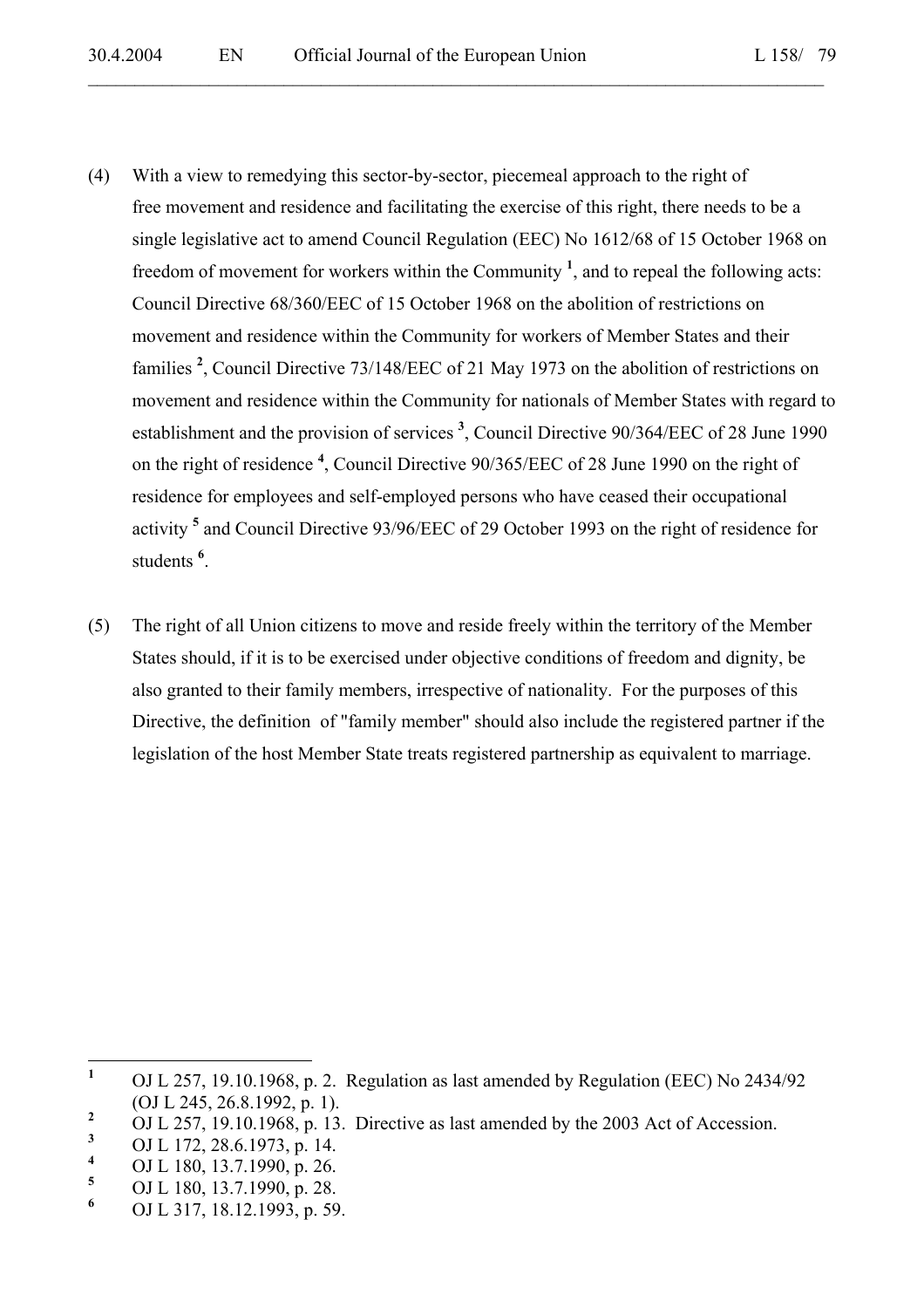(4) With a view to remedying this sector-by-sector, piecemeal approach to the right of free movement and residence and facilitating the exercise of this right, there needs to be a single legislative act to amend Council Regulation (EEC) No 1612/68 of 15 October 1968 on freedom of movement for workers within the Community [1], and to repeal the following acts: Council Directive 68/360/EEC of 15 October 1968 on the abolition of restrictions on movement and residence within the Community for workers of Member States and their families [2], Council Directive 73/148/EEC of 21 May 1973 on the abolition of restrictions on movement and residence within the Community for nationals of Member States with regard to establishment and the provision of services [3], Council Directive 90/364/EEC of 28 June 1990 on the right of residence [4], Council Directive 90/365/EEC of 28 June 1990 on the right of residence for employees and self-employed persons who have ceased their occupational activity [5] and Council Directive 93/96/EEC of 29 October 1993 on the right of residence for students [6].

(5) The right of all Union citizens to move and reside freely within the territory of the Member States should, if it is to be exercised under objective conditions of freedom and dignity, be also granted to their family members, irrespective of nationality. For the purposes of this Directive, the definition of "family member" should also include the registered partner if the legislation of the host Member State treats registered partnership as equivalent to marriage.

---

[1] OJ L 257, 19.10.1968, p. 2. Regulation as last amended by Regulation (EEC) No 2434/92 (OJ L 245, 26.8.1992, p. 1).

[2] OJ L 257, 19.10.1968, p. 13. Directive as last amended by the 2003 Act of Accession.

[3] OJ L 172, 28.6.1973, p. 14.

[4] OJ L 180, 13.7.1990, p. 26.

[5] OJ L 180, 13.7.1990, p. 28.

[6] OJ L 317, 18.12.1993, p. 59.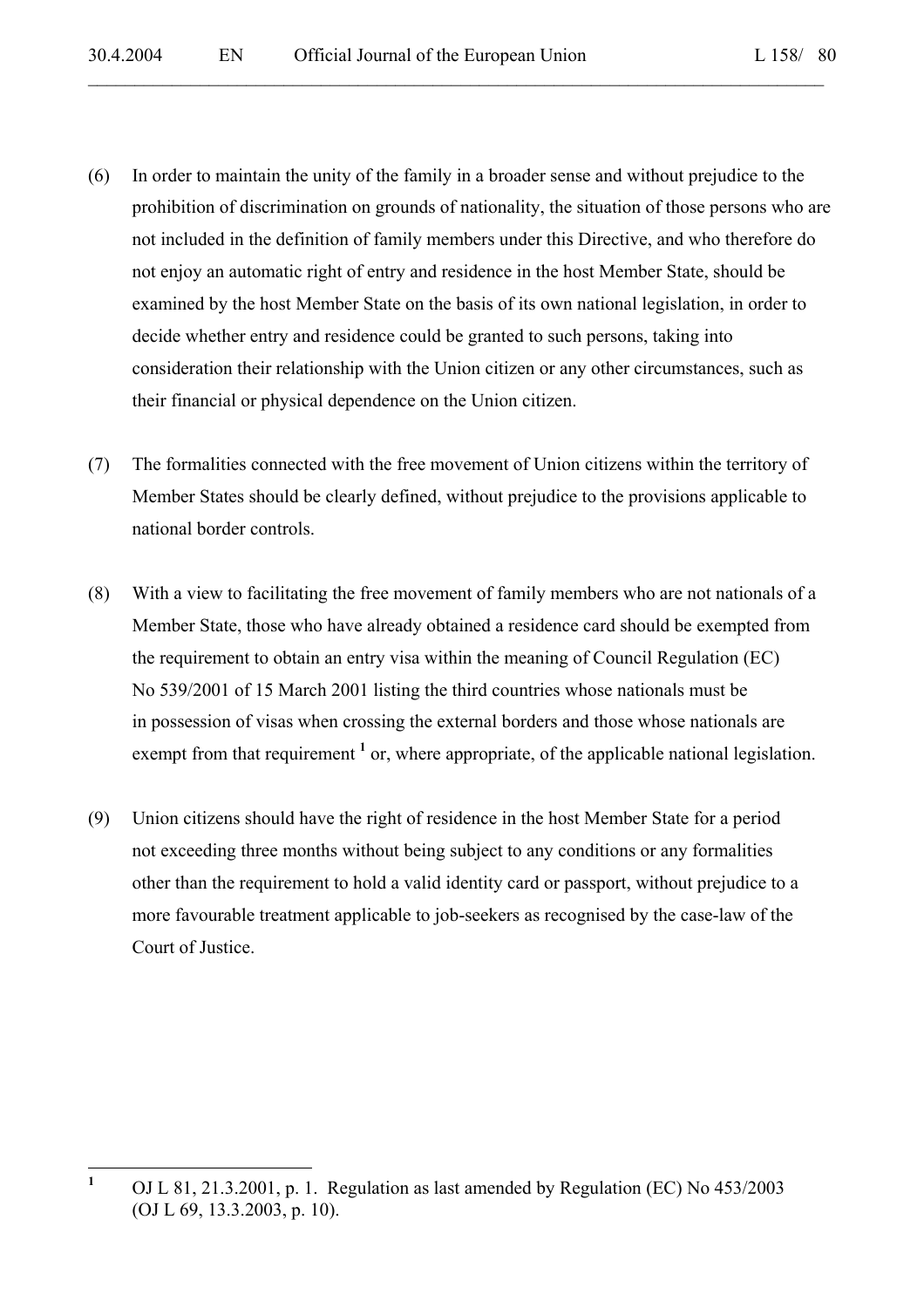(6) In order to maintain the unity of the family in a broader sense and without prejudice to the prohibition of discrimination on grounds of nationality, the situation of those persons who are not included in the definition of family members under this Directive, and who therefore do not enjoy an automatic right of entry and residence in the host Member State, should be examined by the host Member State on the basis of its own national legislation, in order to decide whether entry and residence could be granted to such persons, taking into consideration their relationship with the Union citizen or any other circumstances, such as their financial or physical dependence on the Union citizen.

(7) The formalities connected with the free movement of Union citizens within the territory of Member States should be clearly defined, without prejudice to the provisions applicable to national border controls.

(8) With a view to facilitating the free movement of family members who are not nationals of a Member State, those who have already obtained a residence card should be exempted from the requirement to obtain an entry visa within the meaning of Council Regulation (EC) No 539/2001 of 15 March 2001 listing the third countries whose nationals must be in possession of visas when crossing the external borders and those whose nationals are exempt from that requirement [1] or, where appropriate, of the applicable national legislation.

(9) Union citizens should have the right of residence in the host Member State for a period not exceeding three months without being subject to any conditions or any formalities other than the requirement to hold a valid identity card or passport, without prejudice to a more favourable treatment applicable to job-seekers as recognised by the case-law of the Court of Justice.

---

[1] OJ L 81, 21.3.2001, p. 1. Regulation as last amended by Regulation (EC) No 453/2003 (OJ L 69, 13.3.2003, p. 10).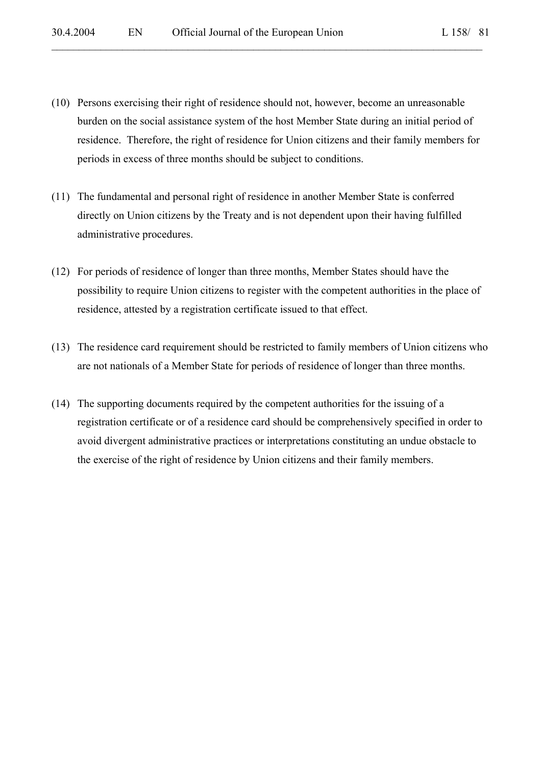(10) Persons exercising their right of residence should not, however, become an unreasonable burden on the social assistance system of the host Member State during an initial period of residence. Therefore, the right of residence for Union citizens and their family members for periods in excess of three months should be subject to conditions.

(11) The fundamental and personal right of residence in another Member State is conferred directly on Union citizens by the Treaty and is not dependent upon their having fulfilled administrative procedures.

(12) For periods of residence of longer than three months, Member States should have the possibility to require Union citizens to register with the competent authorities in the place of residence, attested by a registration certificate issued to that effect.

(13) The residence card requirement should be restricted to family members of Union citizens who are not nationals of a Member State for periods of residence of longer than three months.

(14) The supporting documents required by the competent authorities for the issuing of a registration certificate or of a residence card should be comprehensively specified in order to avoid divergent administrative practices or interpretations constituting an undue obstacle to the exercise of the right of residence by Union citizens and their family members.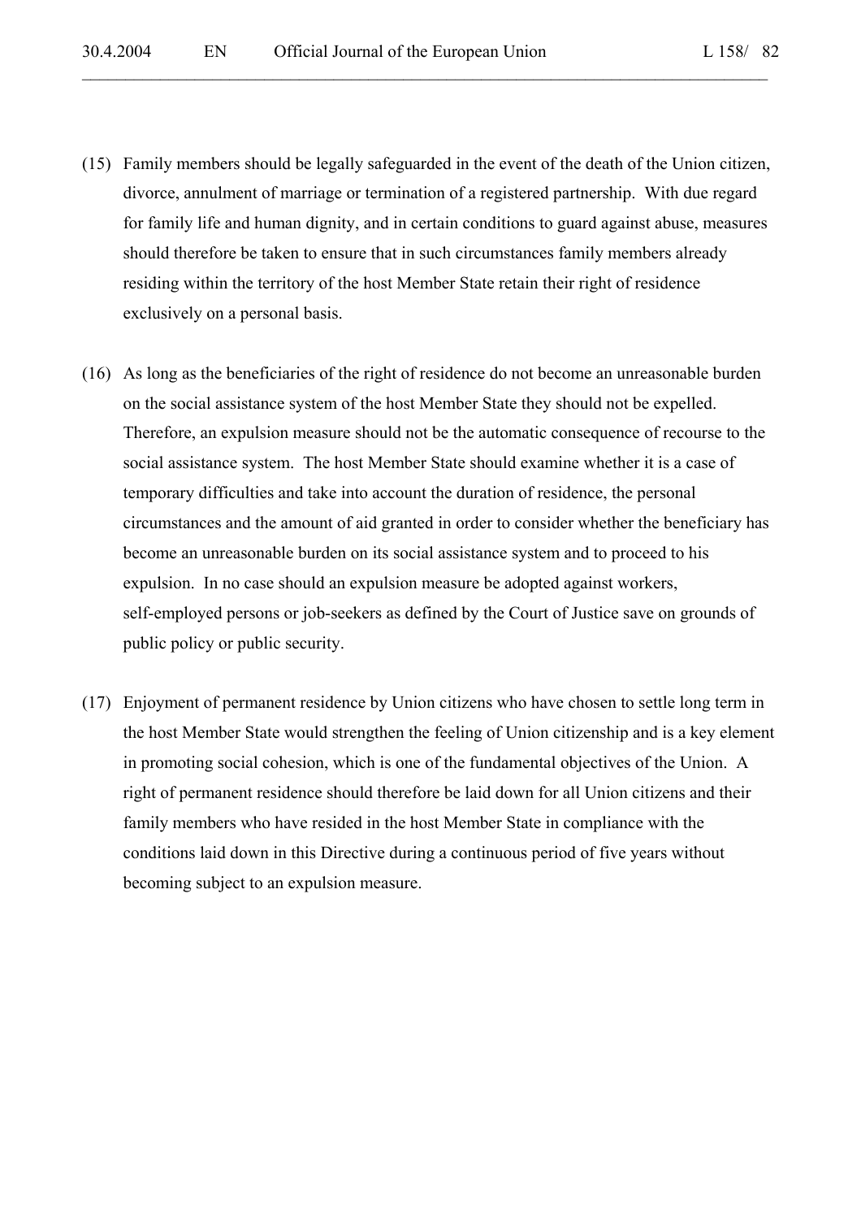(15) Family members should be legally safeguarded in the event of the death of the Union citizen, divorce, annulment of marriage or termination of a registered partnership. With due regard for family life and human dignity, and in certain conditions to guard against abuse, measures should therefore be taken to ensure that in such circumstances family members already residing within the territory of the host Member State retain their right of residence exclusively on a personal basis.

(16) As long as the beneficiaries of the right of residence do not become an unreasonable burden on the social assistance system of the host Member State they should not be expelled. Therefore, an expulsion measure should not be the automatic consequence of recourse to the social assistance system. The host Member State should examine whether it is a case of temporary difficulties and take into account the duration of residence, the personal circumstances and the amount of aid granted in order to consider whether the beneficiary has become an unreasonable burden on its social assistance system and to proceed to his expulsion. In no case should an expulsion measure be adopted against workers, self-employed persons or job-seekers as defined by the Court of Justice save on grounds of public policy or public security.

(17) Enjoyment of permanent residence by Union citizens who have chosen to settle long term in the host Member State would strengthen the feeling of Union citizenship and is a key element in promoting social cohesion, which is one of the fundamental objectives of the Union. A right of permanent residence should therefore be laid down for all Union citizens and their family members who have resided in the host Member State in compliance with the conditions laid down in this Directive during a continuous period of five years without becoming subject to an expulsion measure.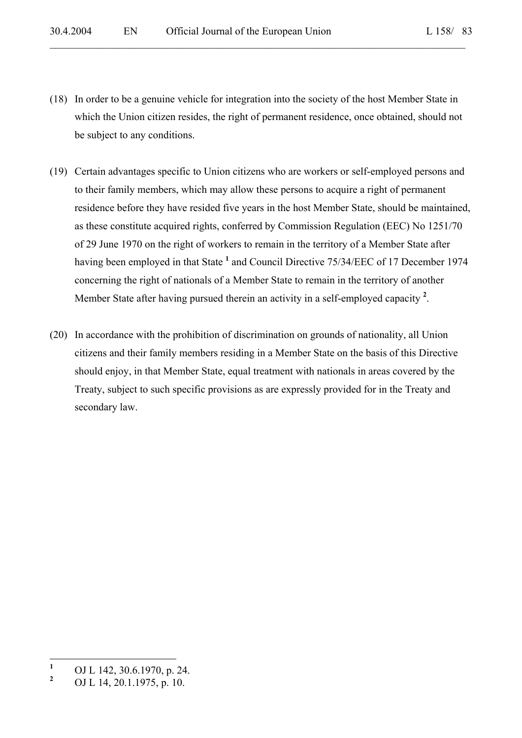(18) In order to be a genuine vehicle for integration into the society of the host Member State in which the Union citizen resides, the right of permanent residence, once obtained, should not be subject to any conditions.

(19) Certain advantages specific to Union citizens who are workers or self-employed persons and to their family members, which may allow these persons to acquire a right of permanent residence before they have resided five years in the host Member State, should be maintained, as these constitute acquired rights, conferred by Commission Regulation (EEC) No 1251/70 of 29 June 1970 on the right of workers to remain in the territory of a Member State after having been employed in that State [1] and Council Directive 75/34/EEC of 17 December 1974 concerning the right of nationals of a Member State to remain in the territory of another Member State after having pursued therein an activity in a self-employed capacity [2].

(20) In accordance with the prohibition of discrimination on grounds of nationality, all Union citizens and their family members residing in a Member State on the basis of this Directive should enjoy, in that Member State, equal treatment with nationals in areas covered by the Treaty, subject to such specific provisions as are expressly provided for in the Treaty and secondary law.

---

[1] OJ L 142, 30.6.1970, p. 24.

[2] OJ L 14, 20.1.1975, p. 10.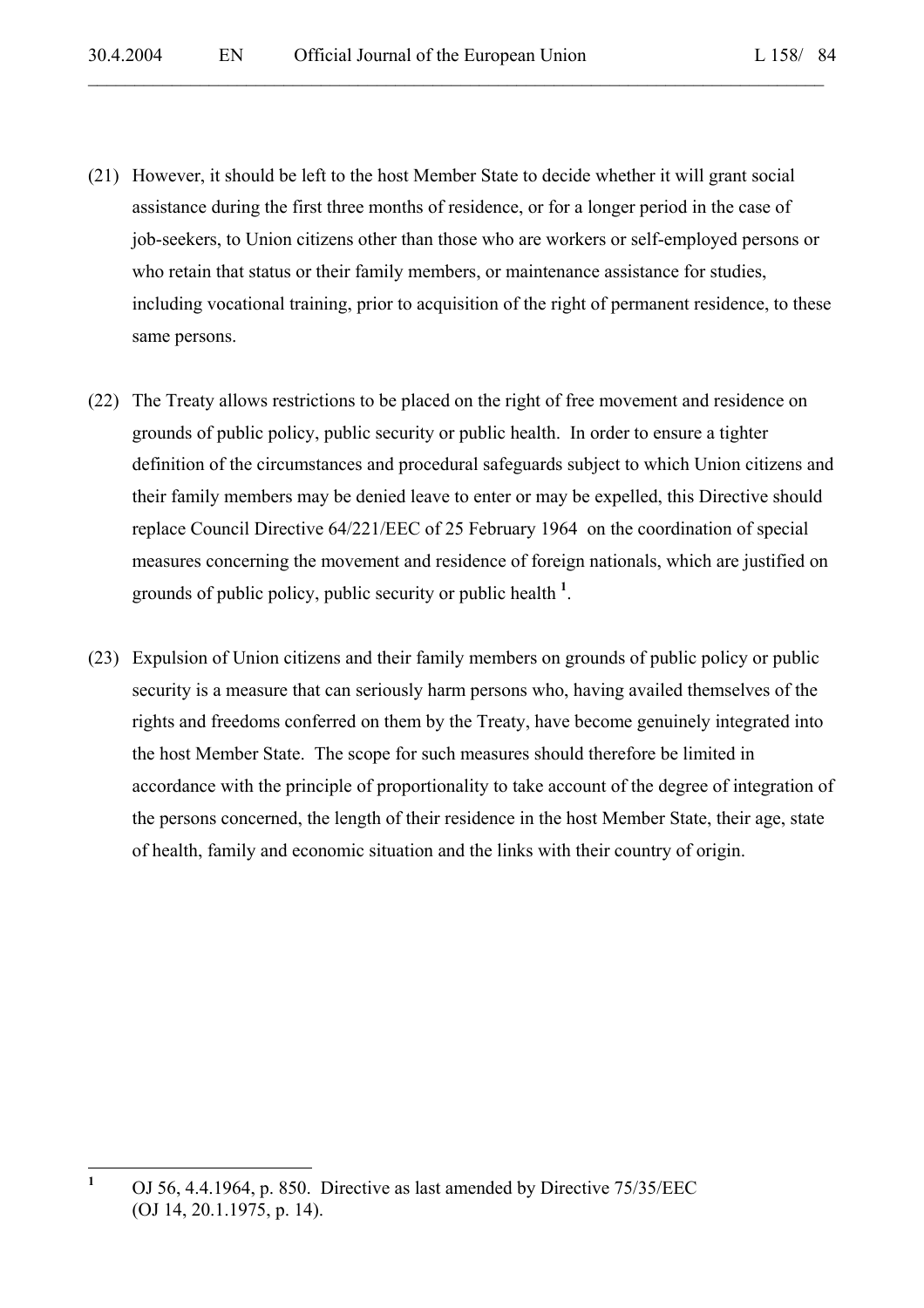(21) However, it should be left to the host Member State to decide whether it will grant social assistance during the first three months of residence, or for a longer period in the case of job-seekers, to Union citizens other than those who are workers or self-employed persons or who retain that status or their family members, or maintenance assistance for studies, including vocational training, prior to acquisition of the right of permanent residence, to these same persons.

(22) The Treaty allows restrictions to be placed on the right of free movement and residence on grounds of public policy, public security or public health. In order to ensure a tighter definition of the circumstances and procedural safeguards subject to which Union citizens and their family members may be denied leave to enter or may be expelled, this Directive should replace Council Directive 64/221/EEC of 25 February 1964 on the coordination of special measures concerning the movement and residence of foreign nationals, which are justified on grounds of public policy, public security or public health [1].

(23) Expulsion of Union citizens and their family members on grounds of public policy or public security is a measure that can seriously harm persons who, having availed themselves of the rights and freedoms conferred on them by the Treaty, have become genuinely integrated into the host Member State. The scope for such measures should therefore be limited in accordance with the principle of proportionality to take account of the degree of integration of the persons concerned, the length of their residence in the host Member State, their age, state of health, family and economic situation and the links with their country of origin.

---

[1] OJ 56, 4.4.1964, p. 850. Directive as last amended by Directive 75/35/EEC (OJ 14, 20.1.1975, p. 14).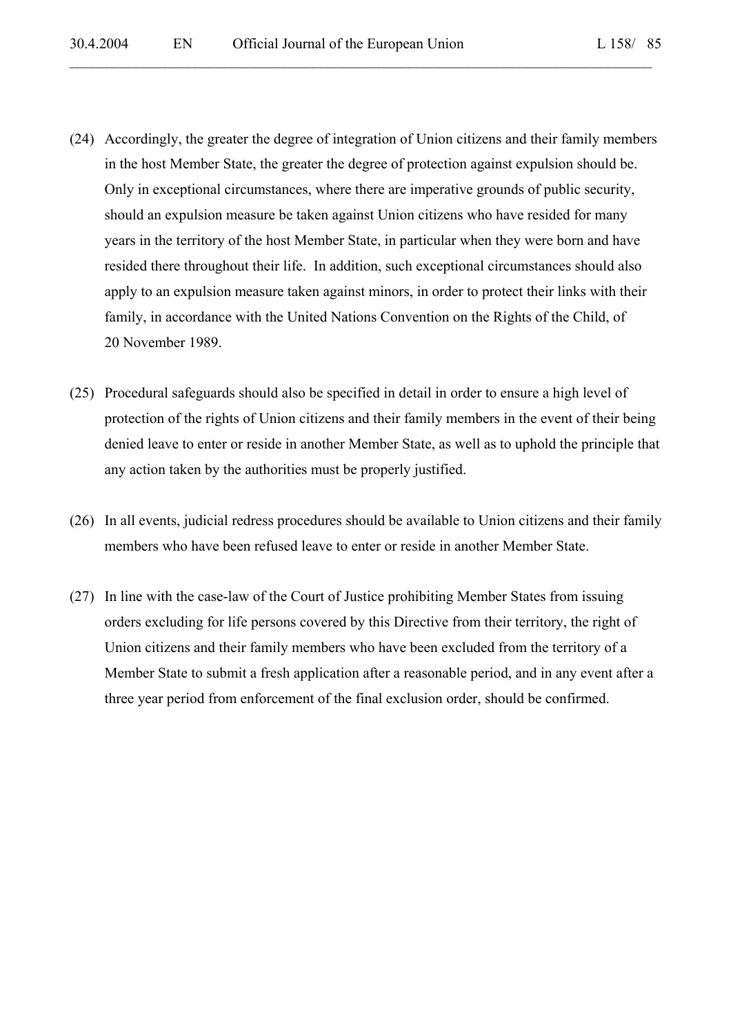(24) Accordingly, the greater the degree of integration of Union citizens and their family members in the host Member State, the greater the degree of protection against expulsion should be. Only in exceptional circumstances, where there are imperative grounds of public security, should an expulsion measure be taken against Union citizens who have resided for many years in the territory of the host Member State, in particular when they were born and have resided there throughout their life. In addition, such exceptional circumstances should also apply to an expulsion measure taken against minors, in order to protect their links with their family, in accordance with the United Nations Convention on the Rights of the Child, of 20 November 1989.

(25) Procedural safeguards should also be specified in detail in order to ensure a high level of protection of the rights of Union citizens and their family members in the event of their being denied leave to enter or reside in another Member State, as well as to uphold the principle that any action taken by the authorities must be properly justified.

(26) In all events, judicial redress procedures should be available to Union citizens and their family members who have been refused leave to enter or reside in another Member State.

(27) In line with the case-law of the Court of Justice prohibiting Member States from issuing orders excluding for life persons covered by this Directive from their territory, the right of Union citizens and their family members who have been excluded from the territory of a Member State to submit a fresh application after a reasonable period, and in any event after a three year period from enforcement of the final exclusion order, should be confirmed.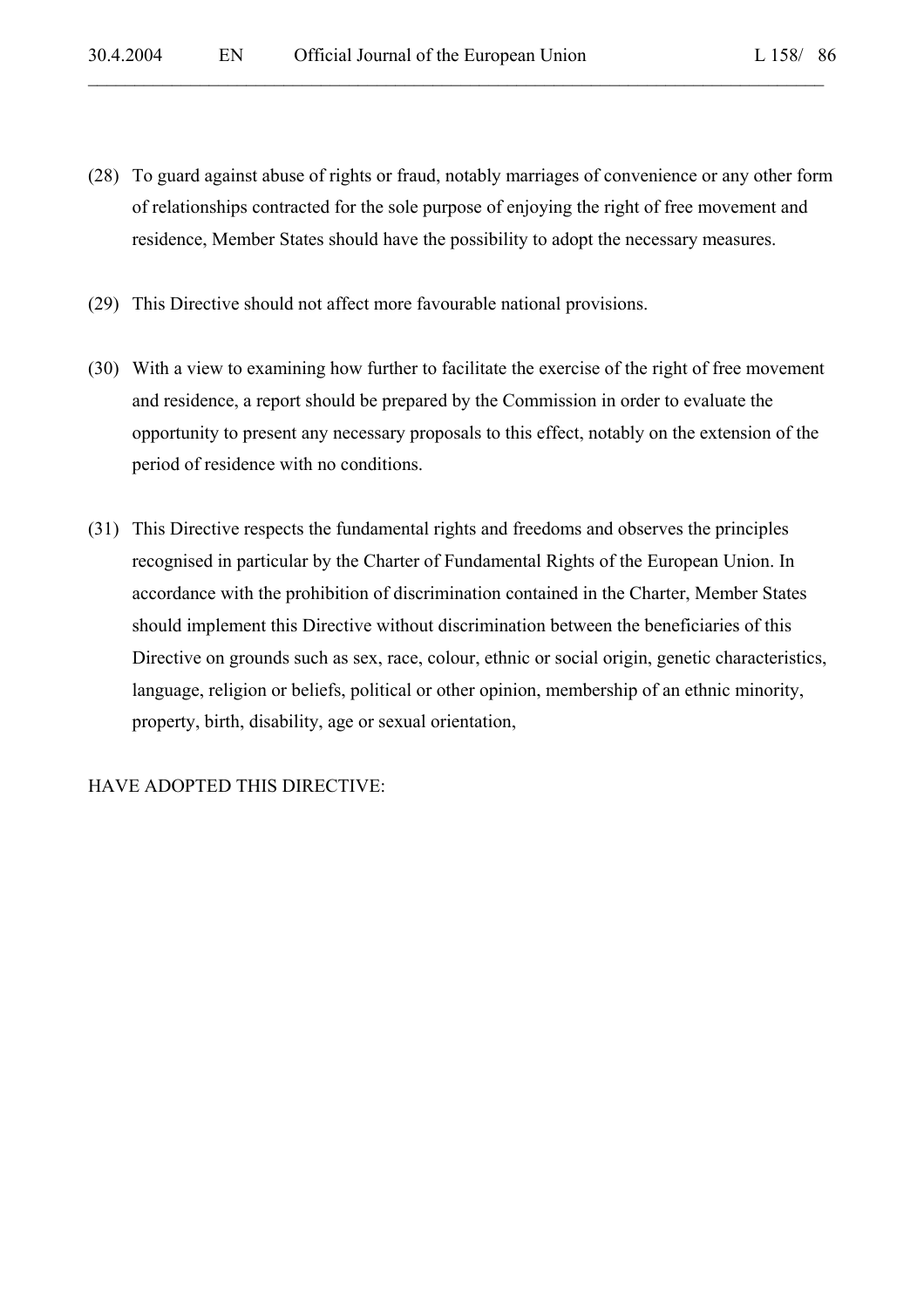(28) To guard against abuse of rights or fraud, notably marriages of convenience or any other form of relationships contracted for the sole purpose of enjoying the right of free movement and residence, Member States should have the possibility to adopt the necessary measures.

(29) This Directive should not affect more favourable national provisions.

(30) With a view to examining how further to facilitate the exercise of the right of free movement and residence, a report should be prepared by the Commission in order to evaluate the opportunity to present any necessary proposals to this effect, notably on the extension of the period of residence with no conditions.

(31) This Directive respects the fundamental rights and freedoms and observes the principles recognised in particular by the Charter of Fundamental Rights of the European Union. In accordance with the prohibition of discrimination contained in the Charter, Member States should implement this Directive without discrimination between the beneficiaries of this Directive on grounds such as sex, race, colour, ethnic or social origin, genetic characteristics, language, religion or beliefs, political or other opinion, membership of an ethnic minority, property, birth, disability, age or sexual orientation,

HAVE ADOPTED THIS DIRECTIVE: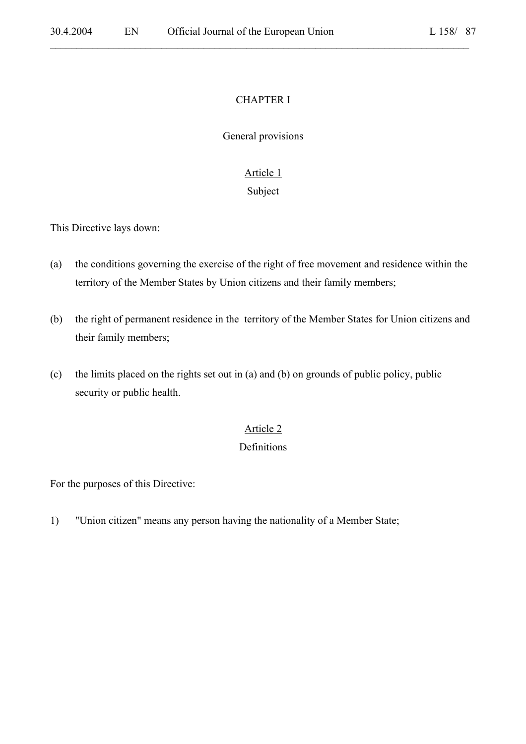## CHAPTER I

## General provisions

### Article 1
### Subject

This Directive lays down:

(a) the conditions governing the exercise of the right of free movement and residence within the territory of the Member States by Union citizens and their family members;

(b) the right of permanent residence in the territory of the Member States for Union citizens and their family members;

(c) the limits placed on the rights set out in (a) and (b) on grounds of public policy, public security or public health.

### Article 2
### Definitions

For the purposes of this Directive:

1) "Union citizen" means any person having the nationality of a Member State;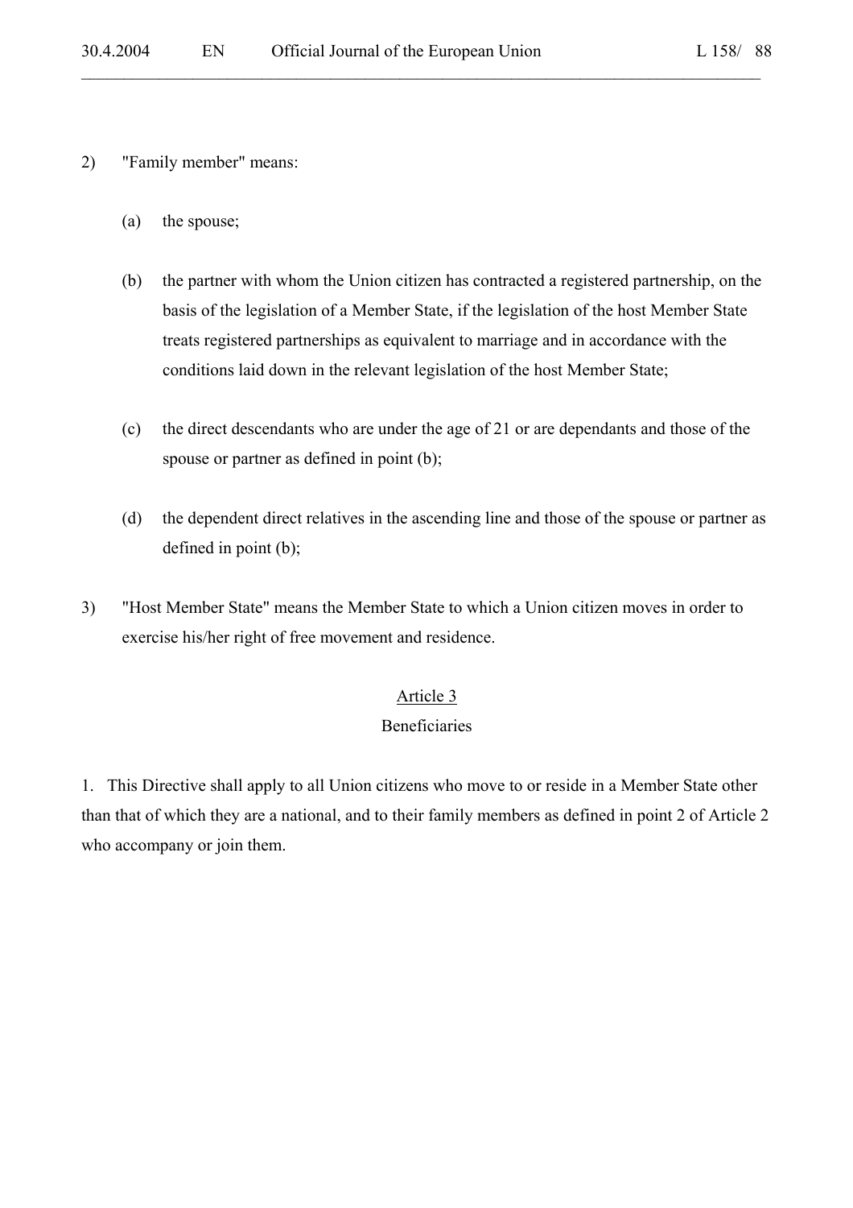2) "Family member" means:

   (a) the spouse;

   (b) the partner with whom the Union citizen has contracted a registered partnership, on the basis of the legislation of a Member State, if the legislation of the host Member State treats registered partnerships as equivalent to marriage and in accordance with the conditions laid down in the relevant legislation of the host Member State;

   (c) the direct descendants who are under the age of 21 or are dependants and those of the spouse or partner as defined in point (b);

   (d) the dependent direct relatives in the ascending line and those of the spouse or partner as defined in point (b);

3) "Host Member State" means the Member State to which a Union citizen moves in order to exercise his/her right of free movement and residence.

## Article 3
### Beneficiaries

1. This Directive shall apply to all Union citizens who move to or reside in a Member State other than that of which they are a national, and to their family members as defined in point 2 of Article 2 who accompany or join them.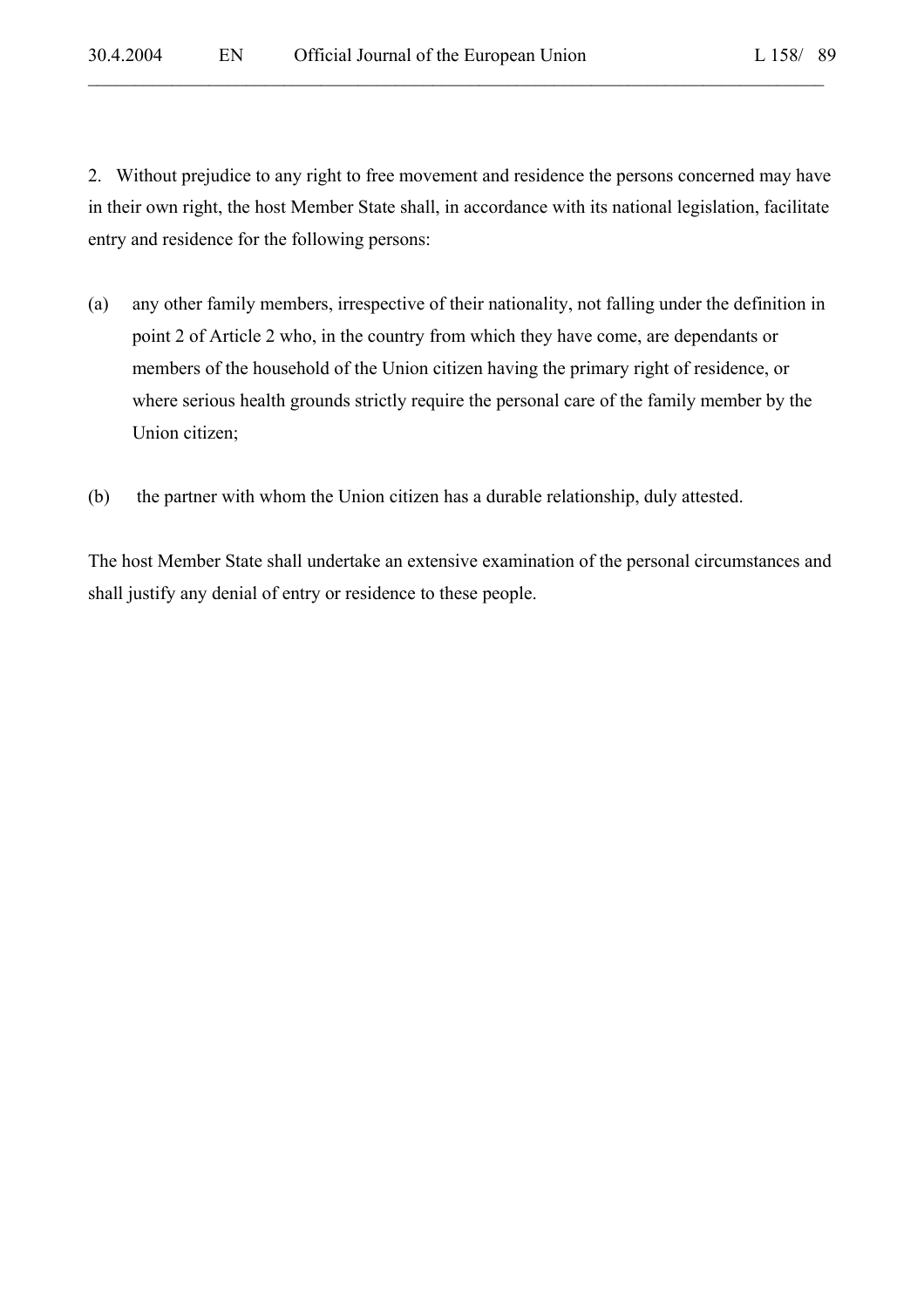2. Without prejudice to any right to free movement and residence the persons concerned may have in their own right, the host Member State shall, in accordance with its national legislation, facilitate entry and residence for the following persons:

(a) any other family members, irrespective of their nationality, not falling under the definition in point 2 of Article 2 who, in the country from which they have come, are dependants or members of the household of the Union citizen having the primary right of residence, or where serious health grounds strictly require the personal care of the family member by the Union citizen;

(b) the partner with whom the Union citizen has a durable relationship, duly attested.

The host Member State shall undertake an extensive examination of the personal circumstances and shall justify any denial of entry or residence to these people.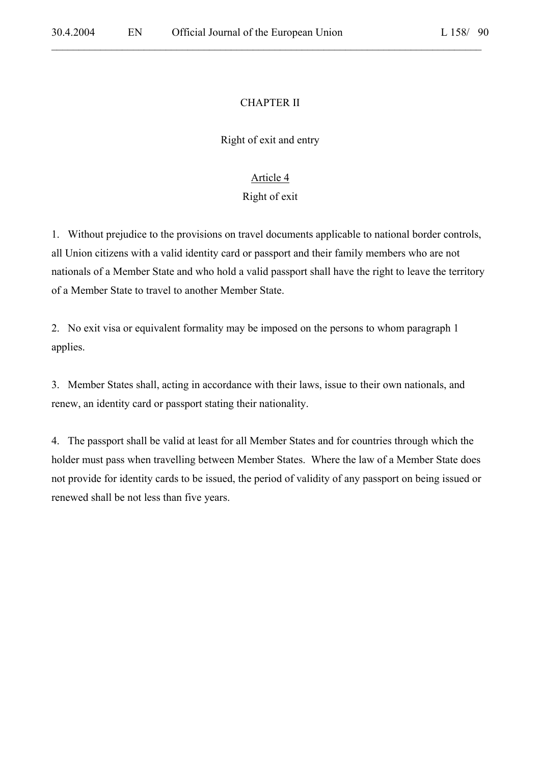## CHAPTER II

## Right of exit and entry

### Article 4

### Right of exit

1. Without prejudice to the provisions on travel documents applicable to national border controls, all Union citizens with a valid identity card or passport and their family members who are not nationals of a Member State and who hold a valid passport shall have the right to leave the territory of a Member State to travel to another Member State.

2. No exit visa or equivalent formality may be imposed on the persons to whom paragraph 1 applies.

3. Member States shall, acting in accordance with their laws, issue to their own nationals, and renew, an identity card or passport stating their nationality.

4. The passport shall be valid at least for all Member States and for countries through which the holder must pass when travelling between Member States. Where the law of a Member State does not provide for identity cards to be issued, the period of validity of any passport on being issued or renewed shall be not less than five years.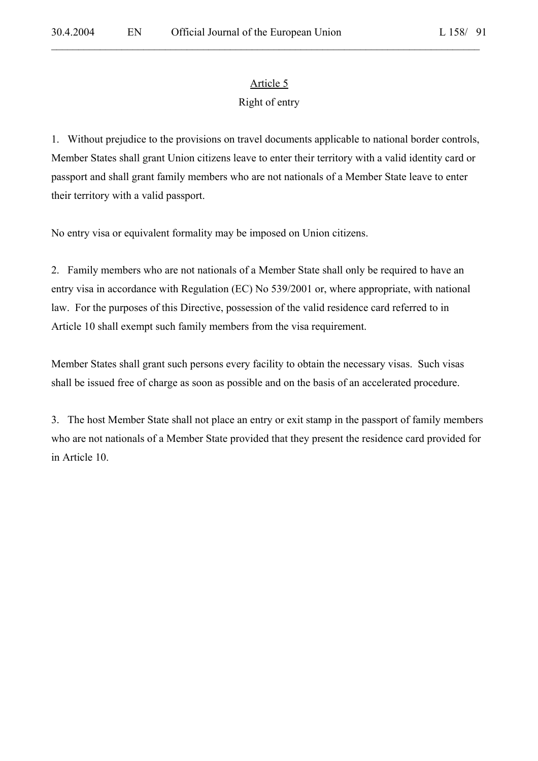## Article 5

### Right of entry

1. Without prejudice to the provisions on travel documents applicable to national border controls, Member States shall grant Union citizens leave to enter their territory with a valid identity card or passport and shall grant family members who are not nationals of a Member State leave to enter their territory with a valid passport.

No entry visa or equivalent formality may be imposed on Union citizens.

2. Family members who are not nationals of a Member State shall only be required to have an entry visa in accordance with Regulation (EC) No 539/2001 or, where appropriate, with national law. For the purposes of this Directive, possession of the valid residence card referred to in Article 10 shall exempt such family members from the visa requirement.

Member States shall grant such persons every facility to obtain the necessary visas. Such visas shall be issued free of charge as soon as possible and on the basis of an accelerated procedure.

3. The host Member State shall not place an entry or exit stamp in the passport of family members who are not nationals of a Member State provided that they present the residence card provided for in Article 10.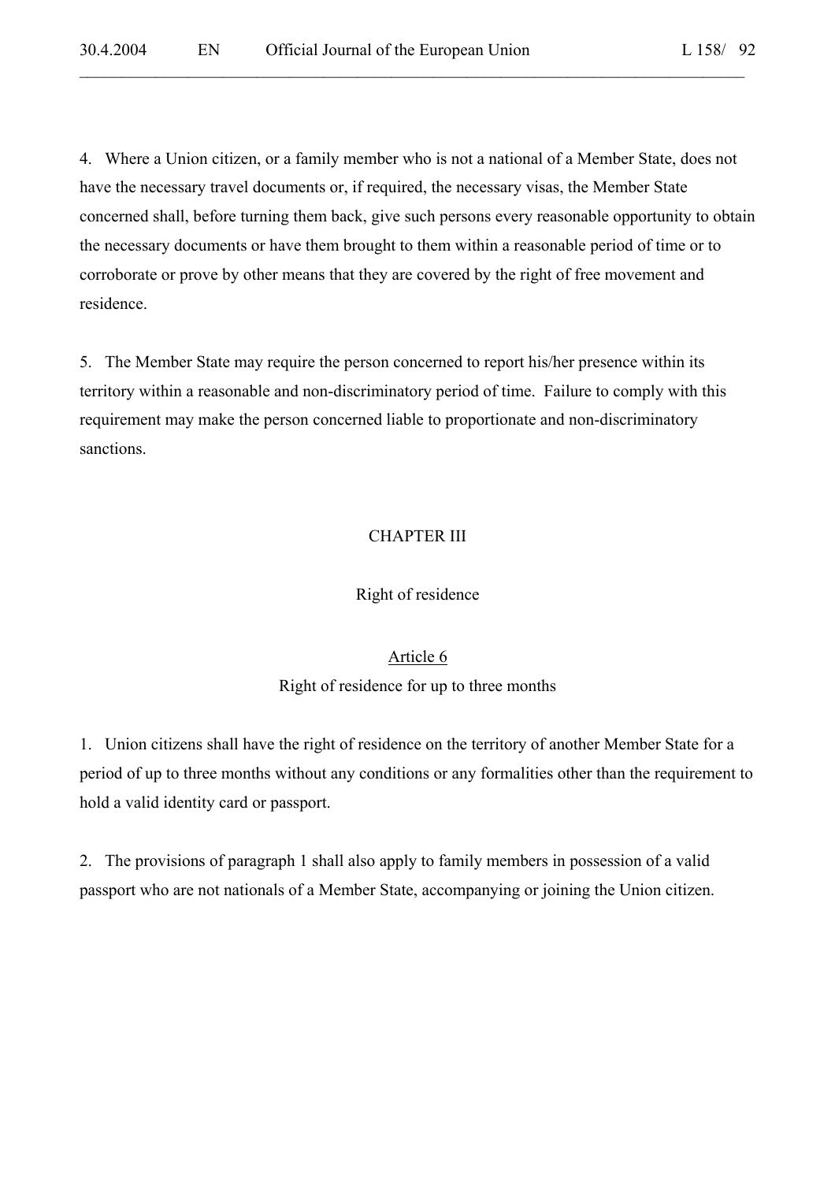4. Where a Union citizen, or a family member who is not a national of a Member State, does not have the necessary travel documents or, if required, the necessary visas, the Member State concerned shall, before turning them back, give such persons every reasonable opportunity to obtain the necessary documents or have them brought to them within a reasonable period of time or to corroborate or prove by other means that they are covered by the right of free movement and residence.

5. The Member State may require the person concerned to report his/her presence within its territory within a reasonable and non-discriminatory period of time. Failure to comply with this requirement may make the person concerned liable to proportionate and non-discriminatory sanctions.

## CHAPTER III

## Right of residence

### Article 6

### Right of residence for up to three months

1. Union citizens shall have the right of residence on the territory of another Member State for a period of up to three months without any conditions or any formalities other than the requirement to hold a valid identity card or passport.

2. The provisions of paragraph 1 shall also apply to family members in possession of a valid passport who are not nationals of a Member State, accompanying or joining the Union citizen.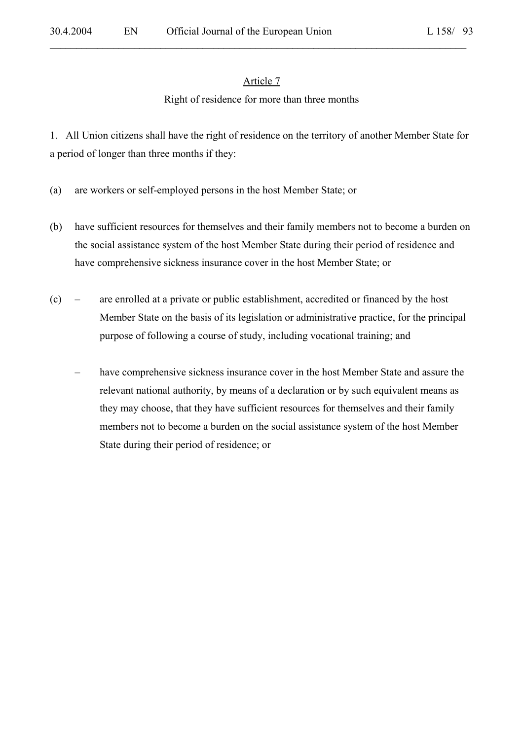## Article 7

### Right of residence for more than three months

1. All Union citizens shall have the right of residence on the territory of another Member State for a period of longer than three months if they:

(a) are workers or self-employed persons in the host Member State; or

(b) have sufficient resources for themselves and their family members not to become a burden on the social assistance system of the host Member State during their period of residence and have comprehensive sickness insurance cover in the host Member State; or

(c) – are enrolled at a private or public establishment, accredited or financed by the host Member State on the basis of its legislation or administrative practice, for the principal purpose of following a course of study, including vocational training; and

– have comprehensive sickness insurance cover in the host Member State and assure the relevant national authority, by means of a declaration or by such equivalent means as they may choose, that they have sufficient resources for themselves and their family members not to become a burden on the social assistance system of the host Member State during their period of residence; or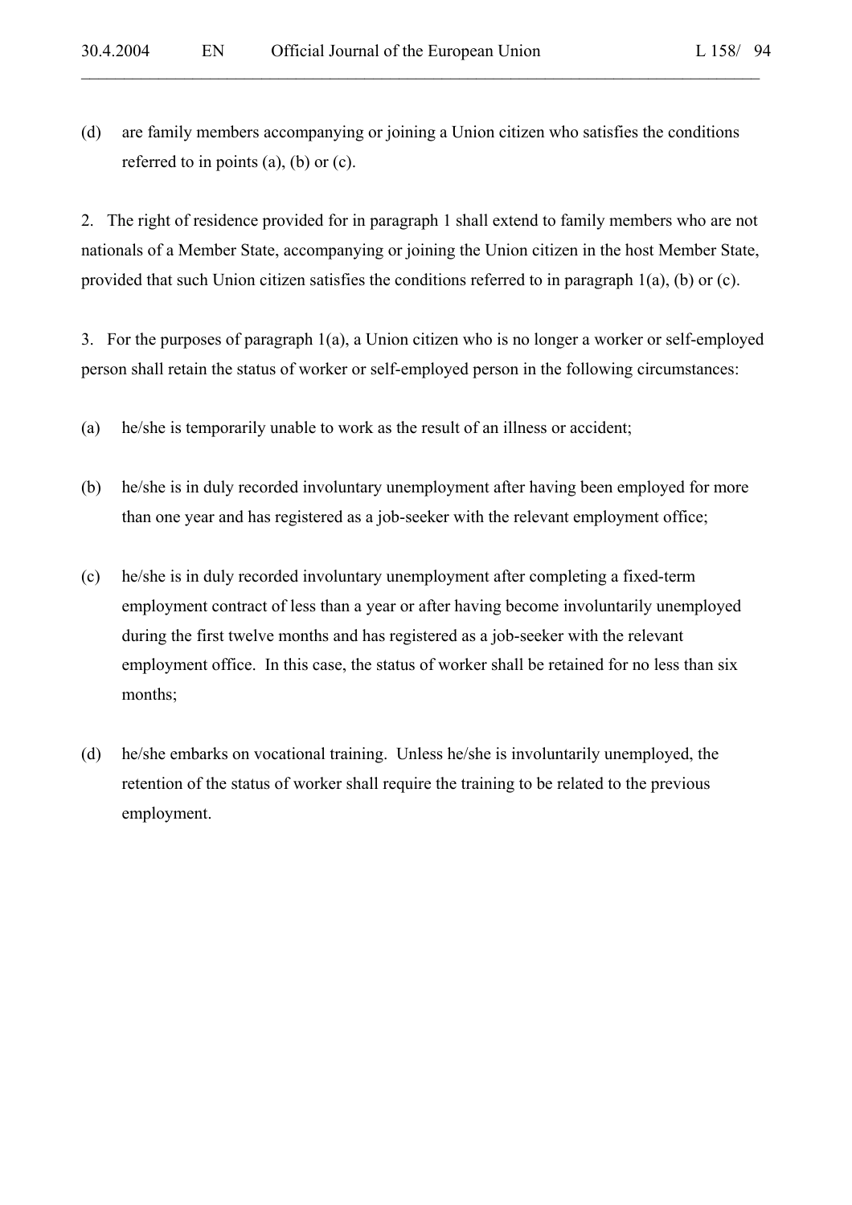(d) are family members accompanying or joining a Union citizen who satisfies the conditions referred to in points (a), (b) or (c).

2. The right of residence provided for in paragraph 1 shall extend to family members who are not nationals of a Member State, accompanying or joining the Union citizen in the host Member State, provided that such Union citizen satisfies the conditions referred to in paragraph 1(a), (b) or (c).

3. For the purposes of paragraph 1(a), a Union citizen who is no longer a worker or self-employed person shall retain the status of worker or self-employed person in the following circumstances:

(a) he/she is temporarily unable to work as the result of an illness or accident;

(b) he/she is in duly recorded involuntary unemployment after having been employed for more than one year and has registered as a job-seeker with the relevant employment office;

(c) he/she is in duly recorded involuntary unemployment after completing a fixed-term employment contract of less than a year or after having become involuntarily unemployed during the first twelve months and has registered as a job-seeker with the relevant employment office. In this case, the status of worker shall be retained for no less than six months;

(d) he/she embarks on vocational training. Unless he/she is involuntarily unemployed, the retention of the status of worker shall require the training to be related to the previous employment.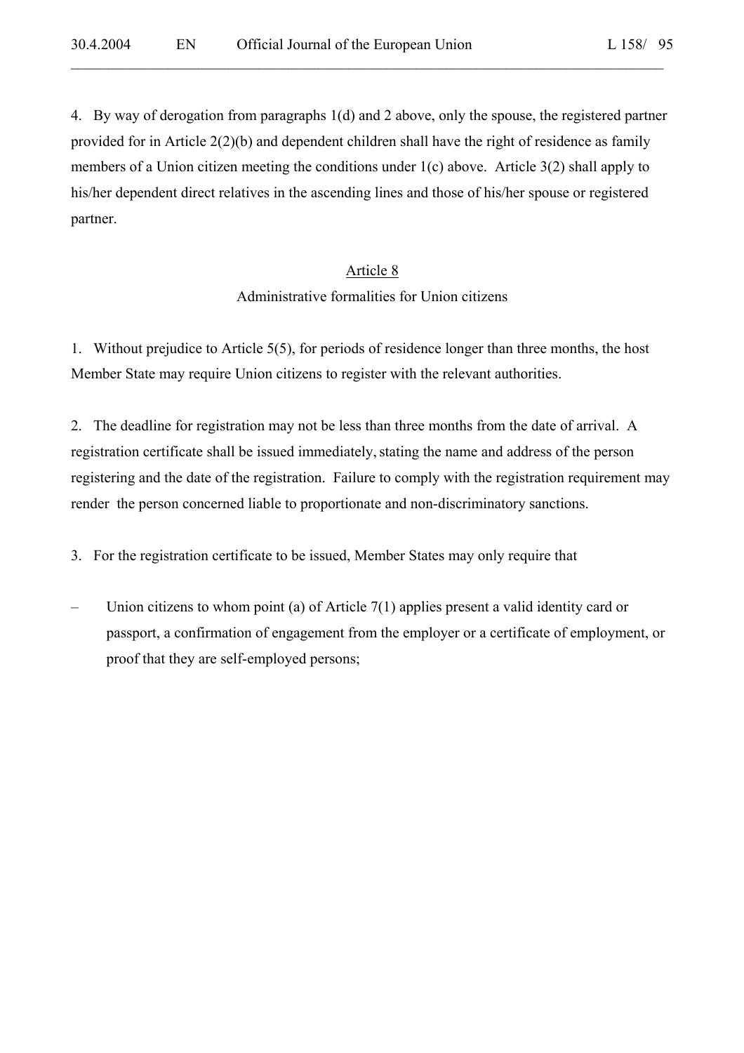4. By way of derogation from paragraphs 1(d) and 2 above, only the spouse, the registered partner provided for in Article 2(2)(b) and dependent children shall have the right of residence as family members of a Union citizen meeting the conditions under 1(c) above. Article 3(2) shall apply to his/her dependent direct relatives in the ascending lines and those of his/her spouse or registered partner.

## Article 8

### Administrative formalities for Union citizens

1. Without prejudice to Article 5(5), for periods of residence longer than three months, the host Member State may require Union citizens to register with the relevant authorities.

2. The deadline for registration may not be less than three months from the date of arrival. A registration certificate shall be issued immediately, stating the name and address of the person registering and the date of the registration. Failure to comply with the registration requirement may render the person concerned liable to proportionate and non-discriminatory sanctions.

3. For the registration certificate to be issued, Member States may only require that

– Union citizens to whom point (a) of Article 7(1) applies present a valid identity card or passport, a confirmation of engagement from the employer or a certificate of employment, or proof that they are self-employed persons;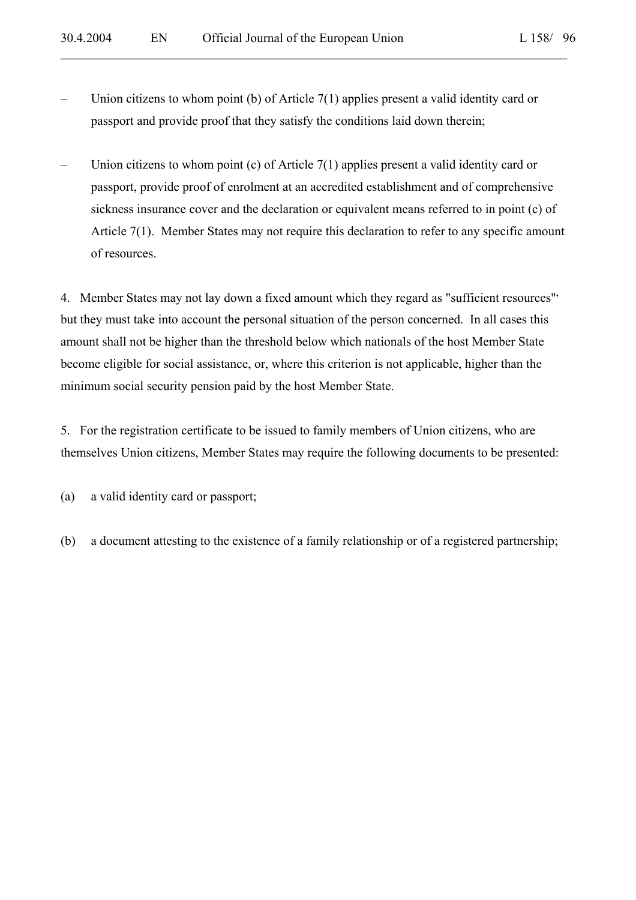- Union citizens to whom point (b) of Article 7(1) applies present a valid identity card or passport and provide proof that they satisfy the conditions laid down therein;

- Union citizens to whom point (c) of Article 7(1) applies present a valid identity card or passport, provide proof of enrolment at an accredited establishment and of comprehensive sickness insurance cover and the declaration or equivalent means referred to in point (c) of Article 7(1). Member States may not require this declaration to refer to any specific amount of resources.

4. Member States may not lay down a fixed amount which they regard as "sufficient resources"' but they must take into account the personal situation of the person concerned. In all cases this amount shall not be higher than the threshold below which nationals of the host Member State become eligible for social assistance, or, where this criterion is not applicable, higher than the minimum social security pension paid by the host Member State.

5. For the registration certificate to be issued to family members of Union citizens, who are themselves Union citizens, Member States may require the following documents to be presented:

(a) a valid identity card or passport;

(b) a document attesting to the existence of a family relationship or of a registered partnership;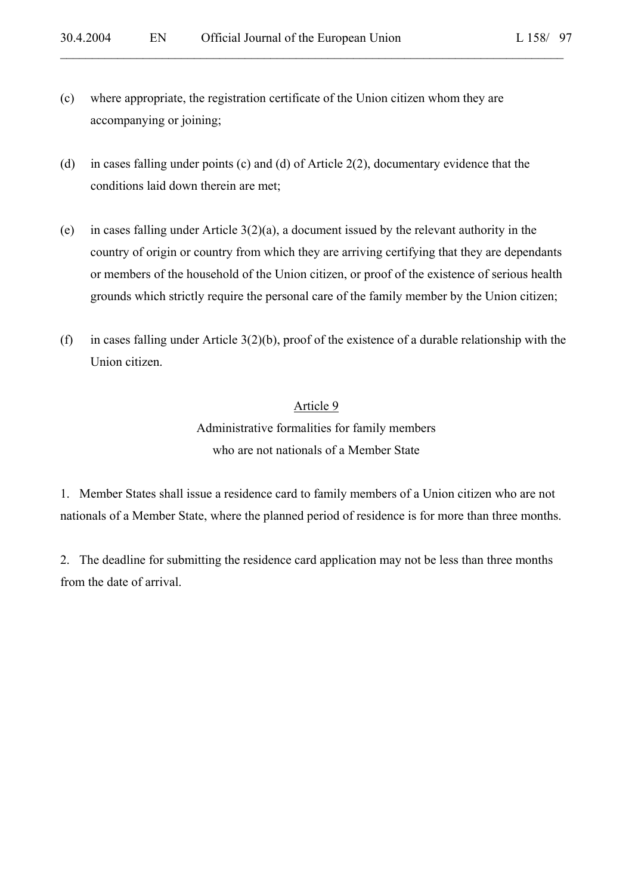(c) where appropriate, the registration certificate of the Union citizen whom they are accompanying or joining;

(d) in cases falling under points (c) and (d) of Article 2(2), documentary evidence that the conditions laid down therein are met;

(e) in cases falling under Article 3(2)(a), a document issued by the relevant authority in the country of origin or country from which they are arriving certifying that they are dependants or members of the household of the Union citizen, or proof of the existence of serious health grounds which strictly require the personal care of the family member by the Union citizen;

(f) in cases falling under Article 3(2)(b), proof of the existence of a durable relationship with the Union citizen.

### Article 9

### Administrative formalities for family members who are not nationals of a Member State

1. Member States shall issue a residence card to family members of a Union citizen who are not nationals of a Member State, where the planned period of residence is for more than three months.

2. The deadline for submitting the residence card application may not be less than three months from the date of arrival.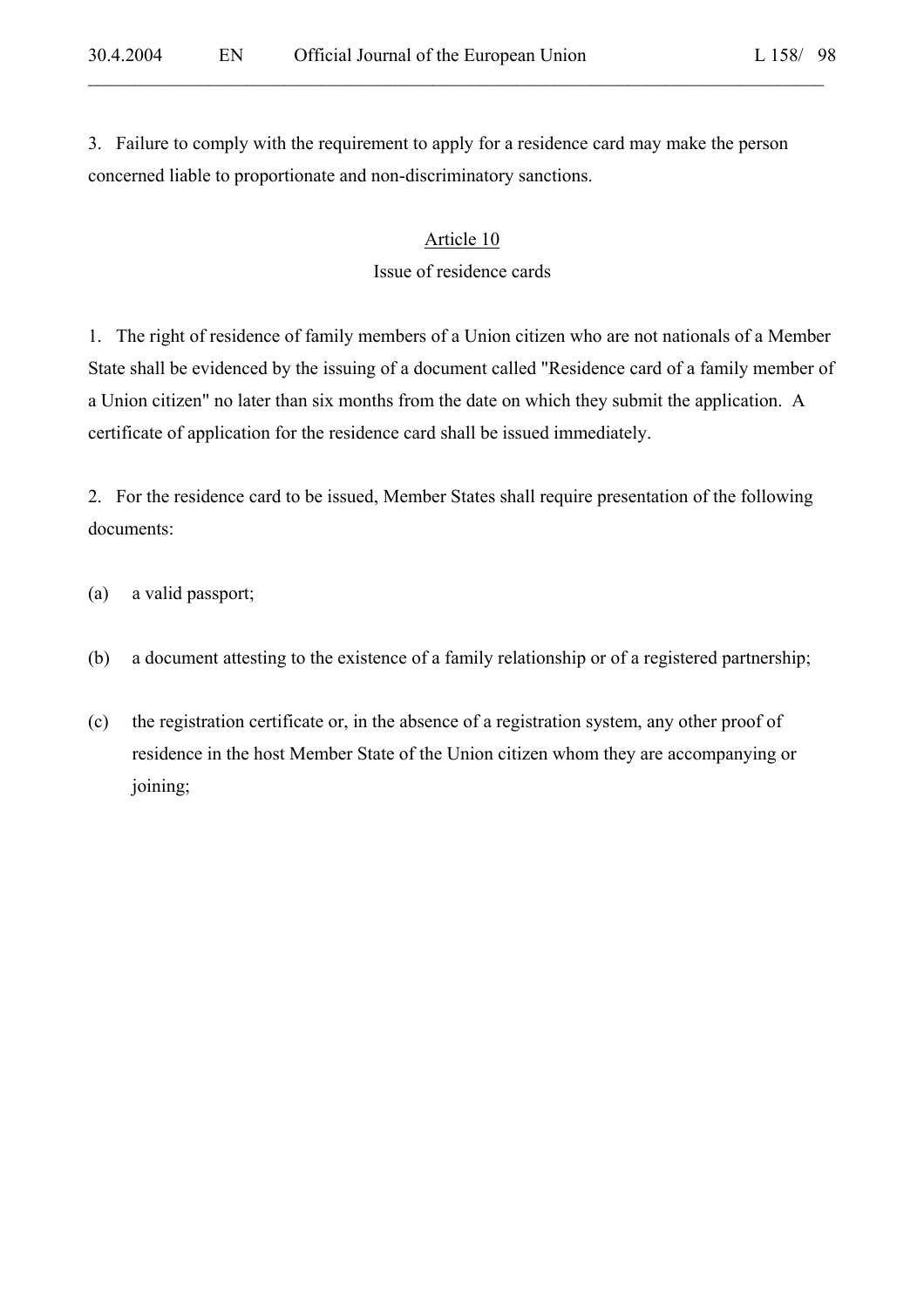3. Failure to comply with the requirement to apply for a residence card may make the person concerned liable to proportionate and non-discriminatory sanctions.

## Article 10

### Issue of residence cards

1. The right of residence of family members of a Union citizen who are not nationals of a Member State shall be evidenced by the issuing of a document called "Residence card of a family member of a Union citizen" no later than six months from the date on which they submit the application. A certificate of application for the residence card shall be issued immediately.

2. For the residence card to be issued, Member States shall require presentation of the following documents:

(a) a valid passport;

(b) a document attesting to the existence of a family relationship or of a registered partnership;

(c) the registration certificate or, in the absence of a registration system, any other proof of residence in the host Member State of the Union citizen whom they are accompanying or joining;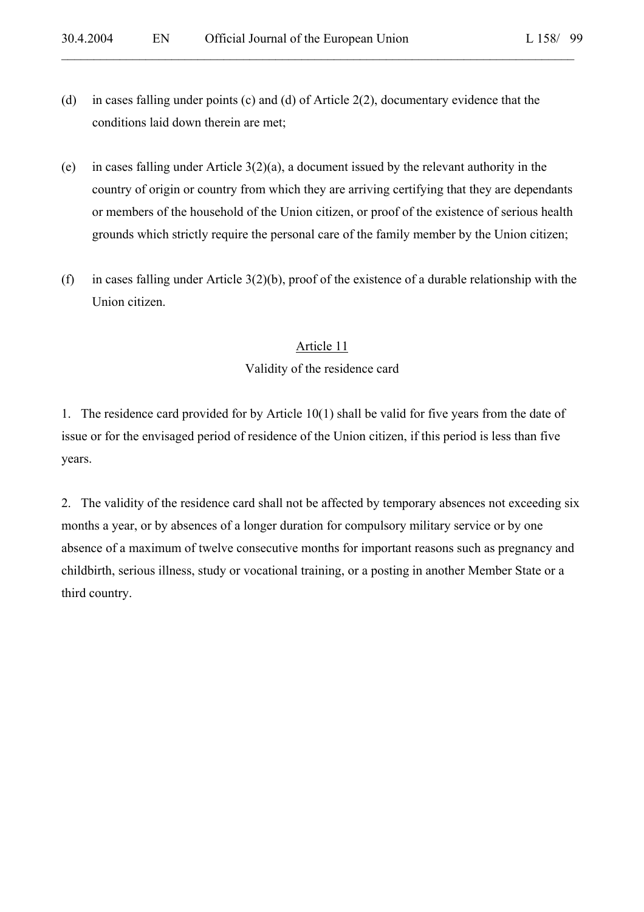(d) in cases falling under points (c) and (d) of Article 2(2), documentary evidence that the conditions laid down therein are met;

(e) in cases falling under Article 3(2)(a), a document issued by the relevant authority in the country of origin or country from which they are arriving certifying that they are dependants or members of the household of the Union citizen, or proof of the existence of serious health grounds which strictly require the personal care of the family member by the Union citizen;

(f) in cases falling under Article 3(2)(b), proof of the existence of a durable relationship with the Union citizen.

## Article 11

### Validity of the residence card

1. The residence card provided for by Article 10(1) shall be valid for five years from the date of issue or for the envisaged period of residence of the Union citizen, if this period is less than five years.

2. The validity of the residence card shall not be affected by temporary absences not exceeding six months a year, or by absences of a longer duration for compulsory military service or by one absence of a maximum of twelve consecutive months for important reasons such as pregnancy and childbirth, serious illness, study or vocational training, or a posting in another Member State or a third country.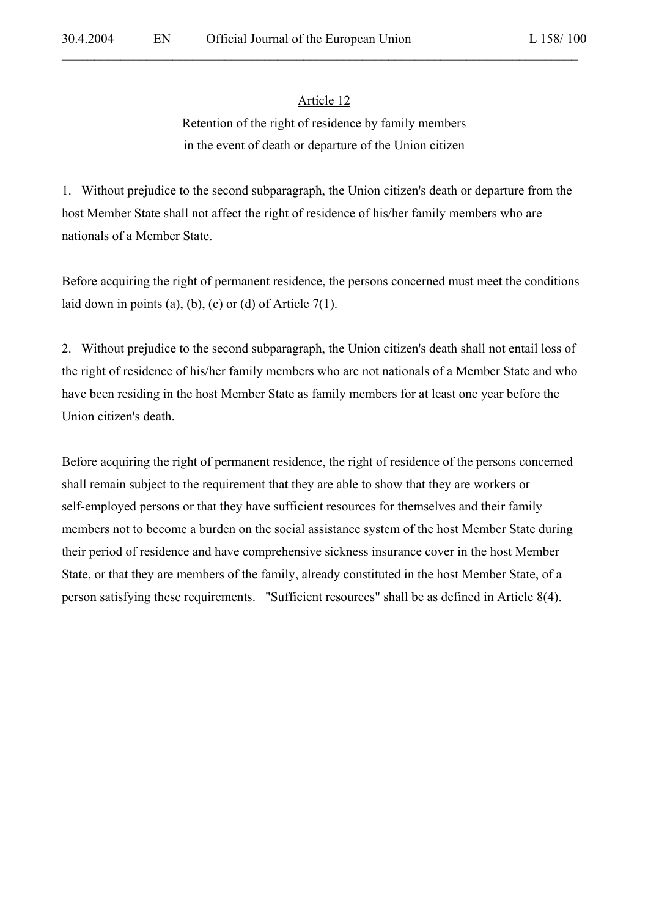## Article 12

### Retention of the right of residence by family members in the event of death or departure of the Union citizen

1. Without prejudice to the second subparagraph, the Union citizen's death or departure from the host Member State shall not affect the right of residence of his/her family members who are nationals of a Member State.

Before acquiring the right of permanent residence, the persons concerned must meet the conditions laid down in points (a), (b), (c) or (d) of Article 7(1).

2. Without prejudice to the second subparagraph, the Union citizen's death shall not entail loss of the right of residence of his/her family members who are not nationals of a Member State and who have been residing in the host Member State as family members for at least one year before the Union citizen's death.

Before acquiring the right of permanent residence, the right of residence of the persons concerned shall remain subject to the requirement that they are able to show that they are workers or self-employed persons or that they have sufficient resources for themselves and their family members not to become a burden on the social assistance system of the host Member State during their period of residence and have comprehensive sickness insurance cover in the host Member State, or that they are members of the family, already constituted in the host Member State, of a person satisfying these requirements. "Sufficient resources" shall be as defined in Article 8(4).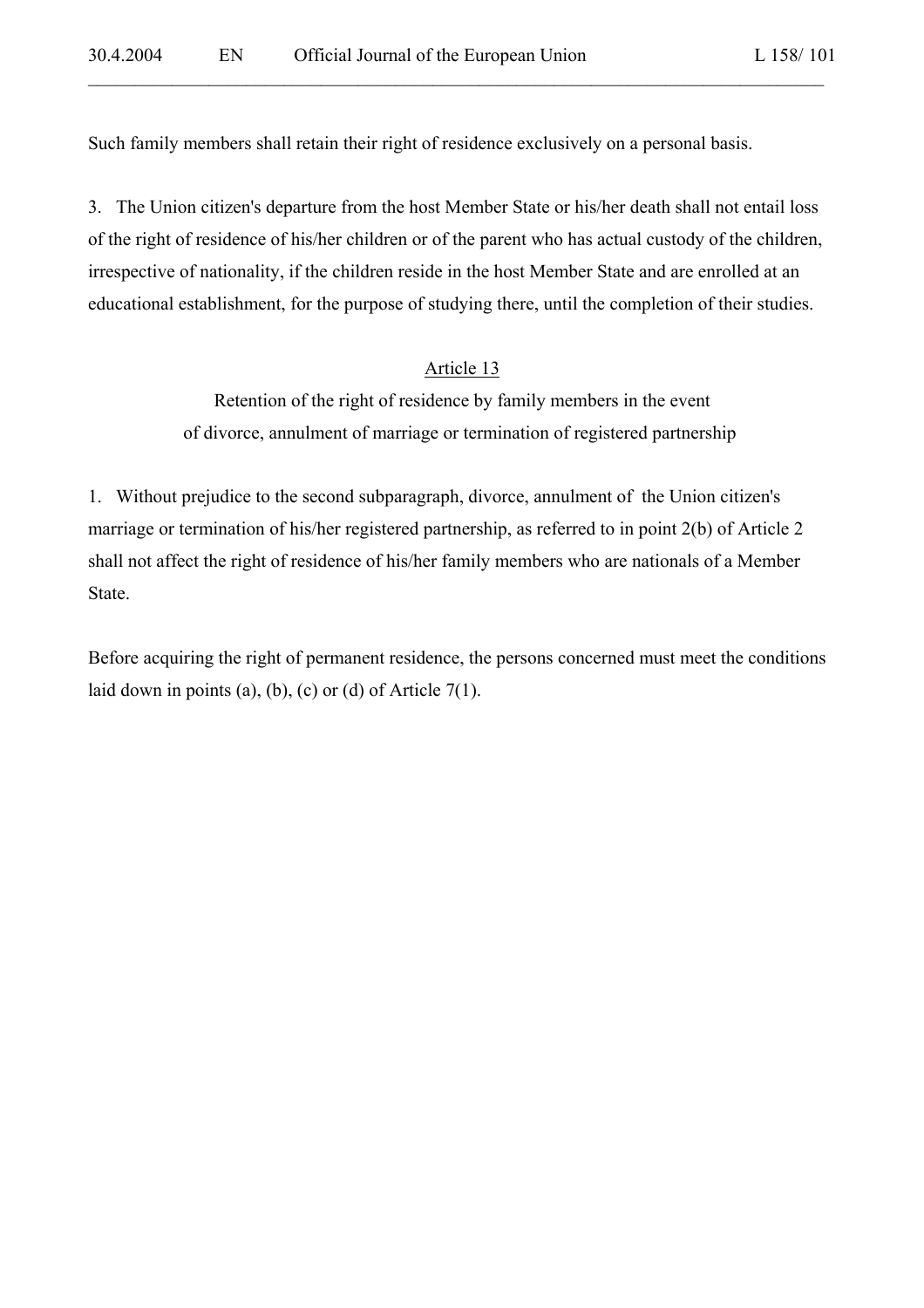Such family members shall retain their right of residence exclusively on a personal basis.

3. The Union citizen's departure from the host Member State or his/her death shall not entail loss of the right of residence of his/her children or of the parent who has actual custody of the children, irrespective of nationality, if the children reside in the host Member State and are enrolled at an educational establishment, for the purpose of studying there, until the completion of their studies.

## Article 13

### Retention of the right of residence by family members in the event of divorce, annulment of marriage or termination of registered partnership

1. Without prejudice to the second subparagraph, divorce, annulment of the Union citizen's marriage or termination of his/her registered partnership, as referred to in point 2(b) of Article 2 shall not affect the right of residence of his/her family members who are nationals of a Member State.

Before acquiring the right of permanent residence, the persons concerned must meet the conditions laid down in points (a), (b), (c) or (d) of Article 7(1).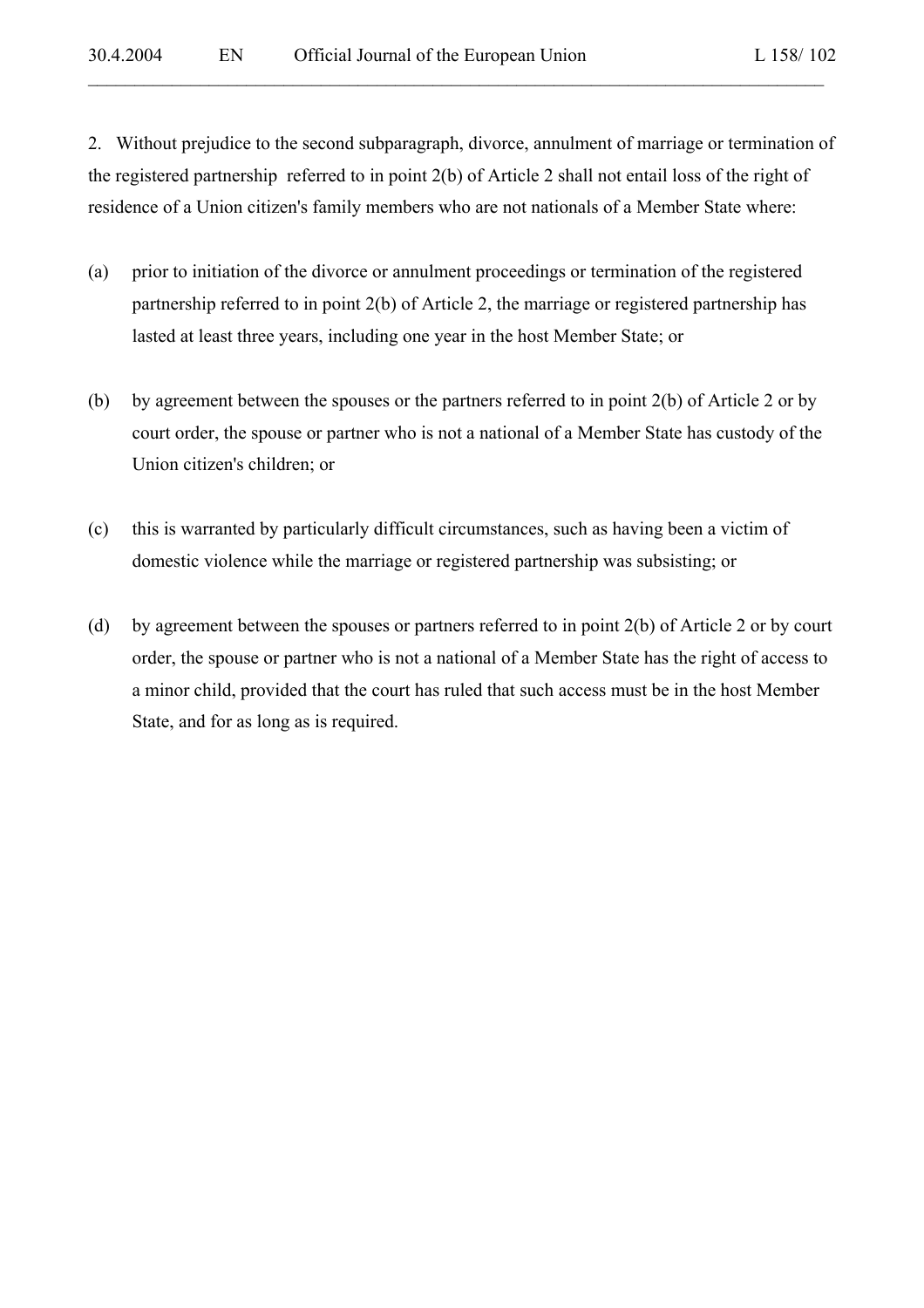2. Without prejudice to the second subparagraph, divorce, annulment of marriage or termination of the registered partnership referred to in point 2(b) of Article 2 shall not entail loss of the right of residence of a Union citizen's family members who are not nationals of a Member State where:

(a) prior to initiation of the divorce or annulment proceedings or termination of the registered partnership referred to in point 2(b) of Article 2, the marriage or registered partnership has lasted at least three years, including one year in the host Member State; or

(b) by agreement between the spouses or the partners referred to in point 2(b) of Article 2 or by court order, the spouse or partner who is not a national of a Member State has custody of the Union citizen's children; or

(c) this is warranted by particularly difficult circumstances, such as having been a victim of domestic violence while the marriage or registered partnership was subsisting; or

(d) by agreement between the spouses or partners referred to in point 2(b) of Article 2 or by court order, the spouse or partner who is not a national of a Member State has the right of access to a minor child, provided that the court has ruled that such access must be in the host Member State, and for as long as is required.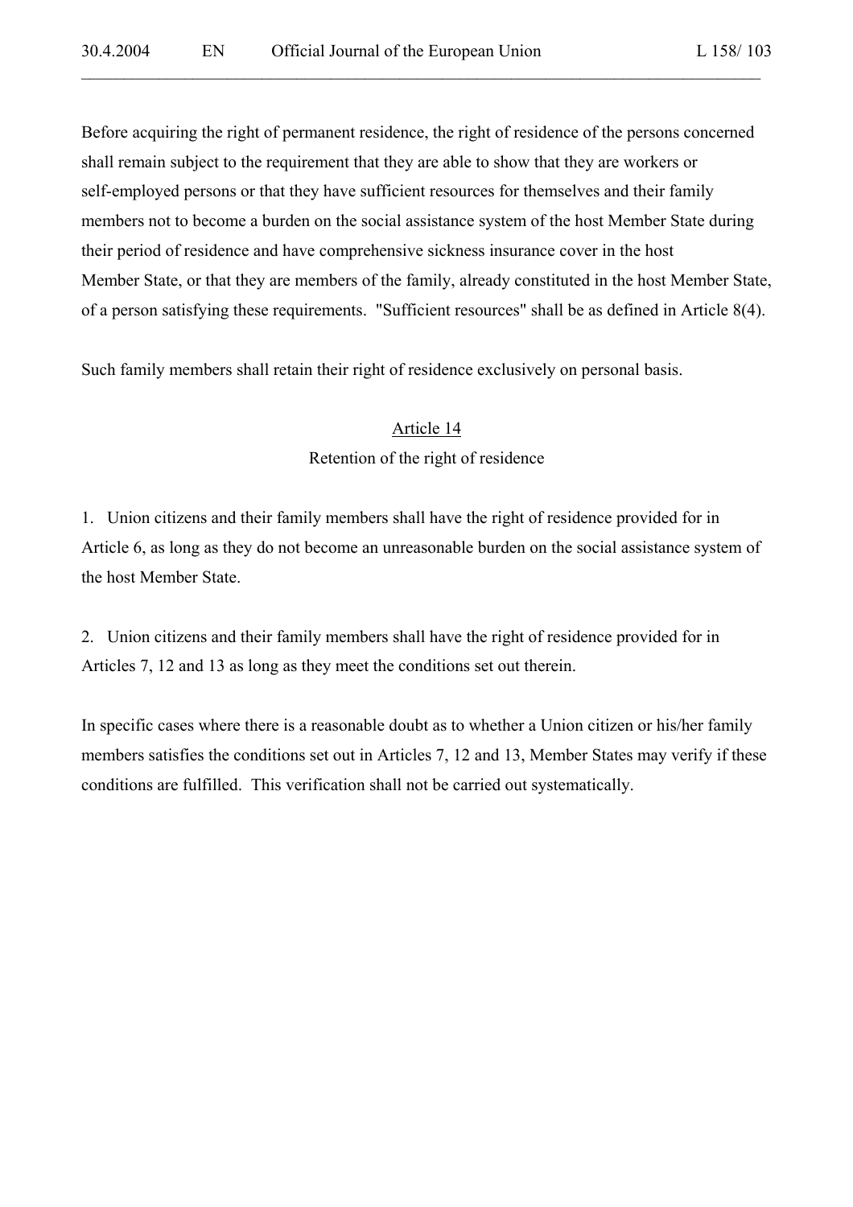Before acquiring the right of permanent residence, the right of residence of the persons concerned shall remain subject to the requirement that they are able to show that they are workers or self-employed persons or that they have sufficient resources for themselves and their family members not to become a burden on the social assistance system of the host Member State during their period of residence and have comprehensive sickness insurance cover in the host Member State, or that they are members of the family, already constituted in the host Member State, of a person satisfying these requirements. "Sufficient resources" shall be as defined in Article 8(4).

Such family members shall retain their right of residence exclusively on personal basis.

## Article 14

### Retention of the right of residence

1. Union citizens and their family members shall have the right of residence provided for in Article 6, as long as they do not become an unreasonable burden on the social assistance system of the host Member State.

2. Union citizens and their family members shall have the right of residence provided for in Articles 7, 12 and 13 as long as they meet the conditions set out therein.

In specific cases where there is a reasonable doubt as to whether a Union citizen or his/her family members satisfies the conditions set out in Articles 7, 12 and 13, Member States may verify if these conditions are fulfilled. This verification shall not be carried out systematically.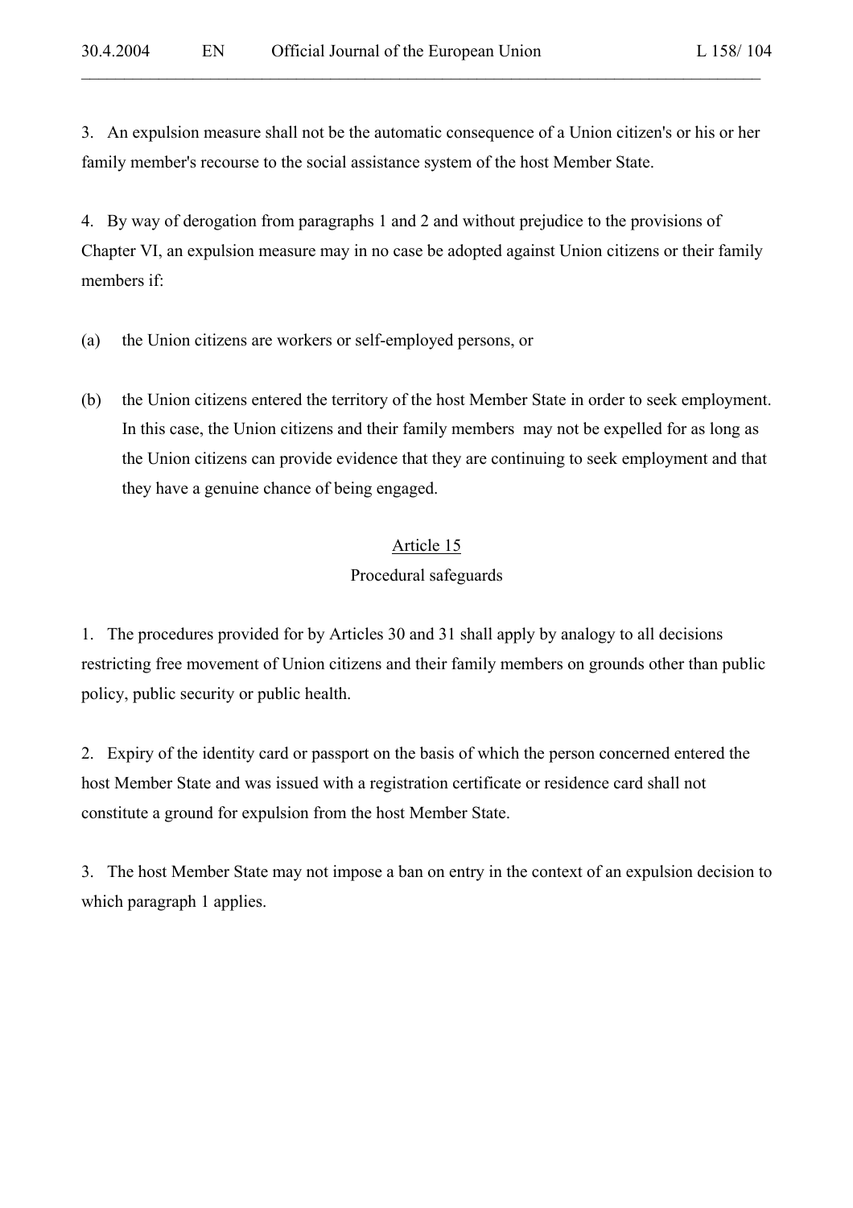3. An expulsion measure shall not be the automatic consequence of a Union citizen's or his or her family member's recourse to the social assistance system of the host Member State.

4. By way of derogation from paragraphs 1 and 2 and without prejudice to the provisions of Chapter VI, an expulsion measure may in no case be adopted against Union citizens or their family members if:

(a) the Union citizens are workers or self-employed persons, or

(b) the Union citizens entered the territory of the host Member State in order to seek employment. In this case, the Union citizens and their family members may not be expelled for as long as the Union citizens can provide evidence that they are continuing to seek employment and that they have a genuine chance of being engaged.

## Article 15
### Procedural safeguards

1. The procedures provided for by Articles 30 and 31 shall apply by analogy to all decisions restricting free movement of Union citizens and their family members on grounds other than public policy, public security or public health.

2. Expiry of the identity card or passport on the basis of which the person concerned entered the host Member State and was issued with a registration certificate or residence card shall not constitute a ground for expulsion from the host Member State.

3. The host Member State may not impose a ban on entry in the context of an expulsion decision to which paragraph 1 applies.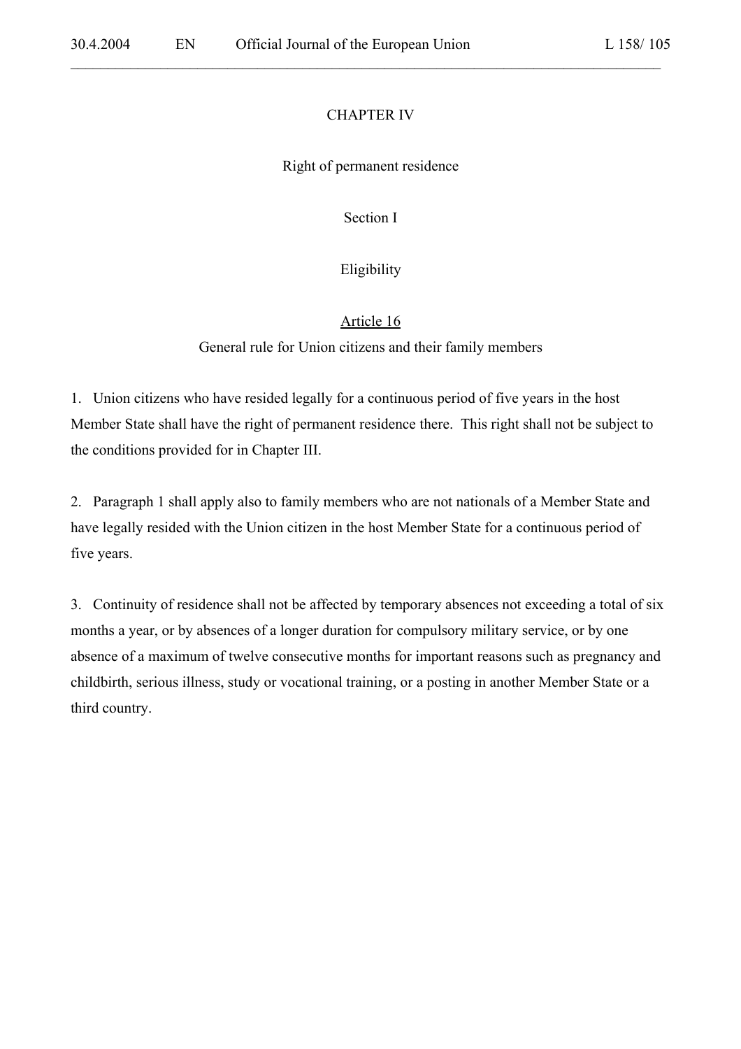## CHAPTER IV

## Right of permanent residence

### Section I

### Eligibility

#### Article 16

#### General rule for Union citizens and their family members

1. Union citizens who have resided legally for a continuous period of five years in the host Member State shall have the right of permanent residence there. This right shall not be subject to the conditions provided for in Chapter III.

2. Paragraph 1 shall apply also to family members who are not nationals of a Member State and have legally resided with the Union citizen in the host Member State for a continuous period of five years.

3. Continuity of residence shall not be affected by temporary absences not exceeding a total of six months a year, or by absences of a longer duration for compulsory military service, or by one absence of a maximum of twelve consecutive months for important reasons such as pregnancy and childbirth, serious illness, study or vocational training, or a posting in another Member State or a third country.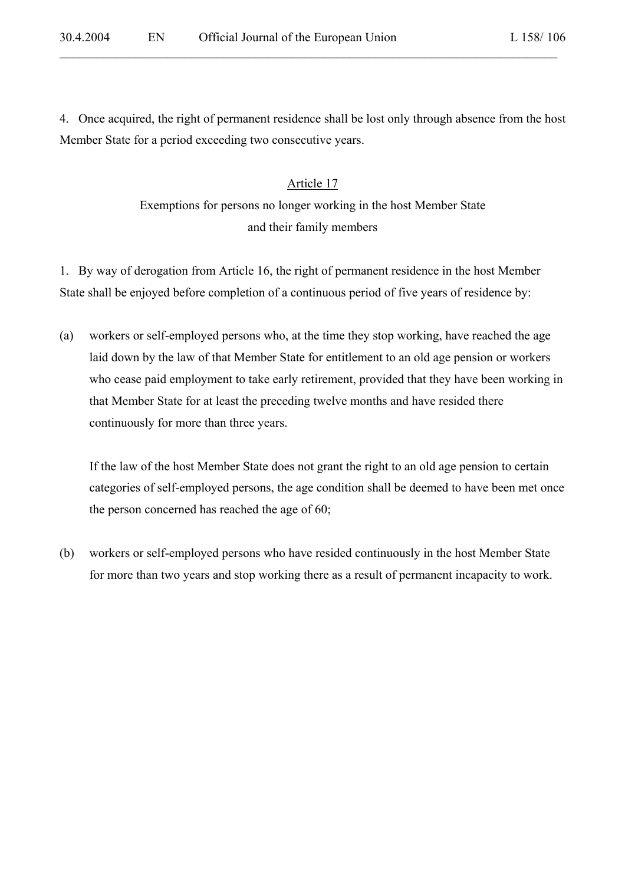4. Once acquired, the right of permanent residence shall be lost only through absence from the host Member State for a period exceeding two consecutive years.

## Article 17

### Exemptions for persons no longer working in the host Member State and their family members

1. By way of derogation from Article 16, the right of permanent residence in the host Member State shall be enjoyed before completion of a continuous period of five years of residence by:

(a) workers or self-employed persons who, at the time they stop working, have reached the age laid down by the law of that Member State for entitlement to an old age pension or workers who cease paid employment to take early retirement, provided that they have been working in that Member State for at least the preceding twelve months and have resided there continuously for more than three years.

If the law of the host Member State does not grant the right to an old age pension to certain categories of self-employed persons, the age condition shall be deemed to have been met once the person concerned has reached the age of 60;

(b) workers or self-employed persons who have resided continuously in the host Member State for more than two years and stop working there as a result of permanent incapacity to work.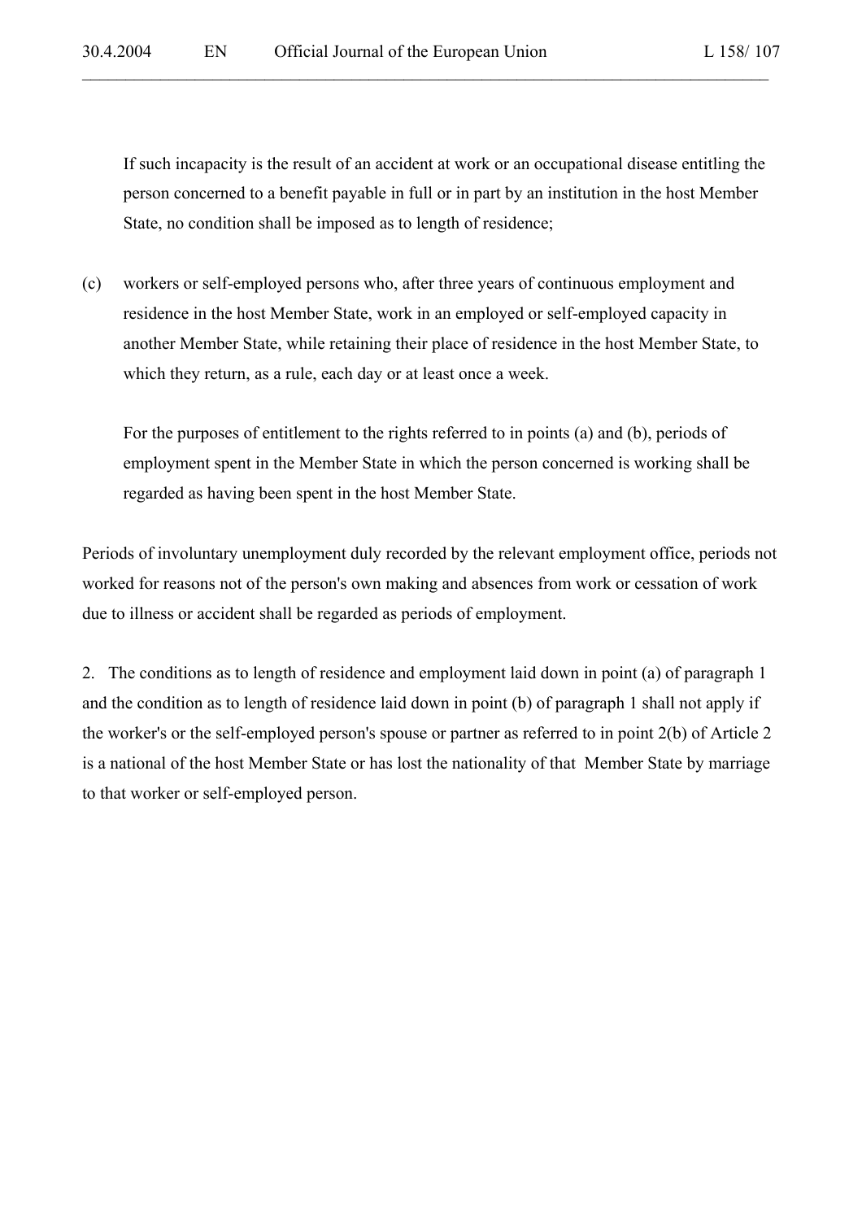If such incapacity is the result of an accident at work or an occupational disease entitling the person concerned to a benefit payable in full or in part by an institution in the host Member State, no condition shall be imposed as to length of residence;

(c) workers or self-employed persons who, after three years of continuous employment and residence in the host Member State, work in an employed or self-employed capacity in another Member State, while retaining their place of residence in the host Member State, to which they return, as a rule, each day or at least once a week.

For the purposes of entitlement to the rights referred to in points (a) and (b), periods of employment spent in the Member State in which the person concerned is working shall be regarded as having been spent in the host Member State.

Periods of involuntary unemployment duly recorded by the relevant employment office, periods not worked for reasons not of the person's own making and absences from work or cessation of work due to illness or accident shall be regarded as periods of employment.

2. The conditions as to length of residence and employment laid down in point (a) of paragraph 1 and the condition as to length of residence laid down in point (b) of paragraph 1 shall not apply if the worker's or the self-employed person's spouse or partner as referred to in point 2(b) of Article 2 is a national of the host Member State or has lost the nationality of that Member State by marriage to that worker or self-employed person.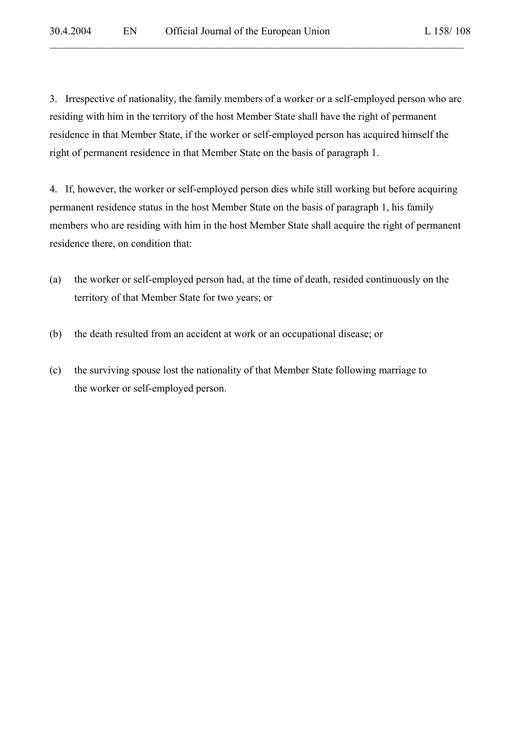3. Irrespective of nationality, the family members of a worker or a self-employed person who are residing with him in the territory of the host Member State shall have the right of permanent residence in that Member State, if the worker or self-employed person has acquired himself the right of permanent residence in that Member State on the basis of paragraph 1.

4. If, however, the worker or self-employed person dies while still working but before acquiring permanent residence status in the host Member State on the basis of paragraph 1, his family members who are residing with him in the host Member State shall acquire the right of permanent residence there, on condition that:

(a) the worker or self-employed person had, at the time of death, resided continuously on the territory of that Member State for two years; or

(b) the death resulted from an accident at work or an occupational disease; or

(c) the surviving spouse lost the nationality of that Member State following marriage to the worker or self-employed person.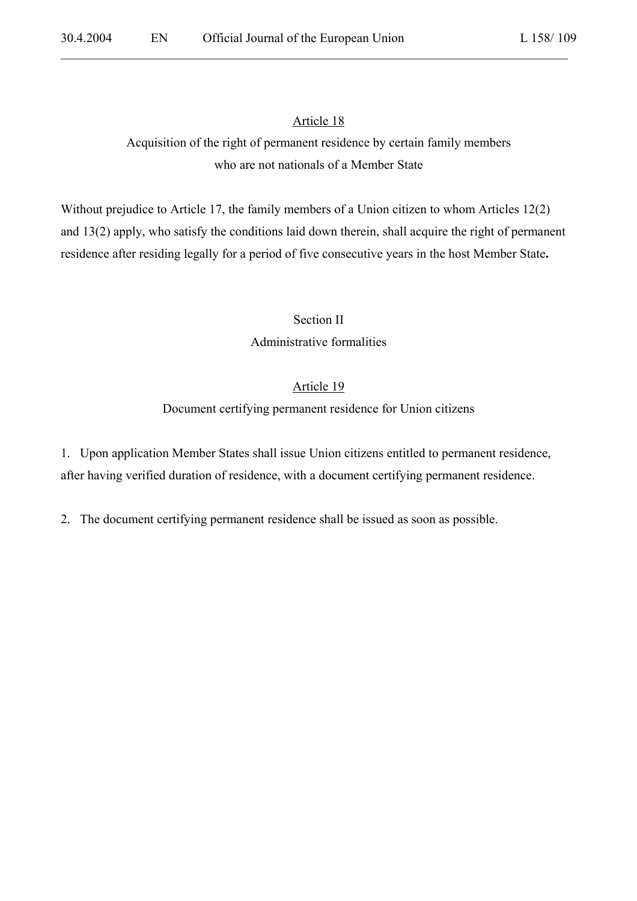### Article 18

### Acquisition of the right of permanent residence by certain family members who are not nationals of a Member State

Without prejudice to Article 17, the family members of a Union citizen to whom Articles 12(2) and 13(2) apply, who satisfy the conditions laid down therein, shall acquire the right of permanent residence after residing legally for a period of five consecutive years in the host Member State**.**

## Section II

## Administrative formalities

### Article 19

### Document certifying permanent residence for Union citizens

1. Upon application Member States shall issue Union citizens entitled to permanent residence, after having verified duration of residence, with a document certifying permanent residence.

2. The document certifying permanent residence shall be issued as soon as possible.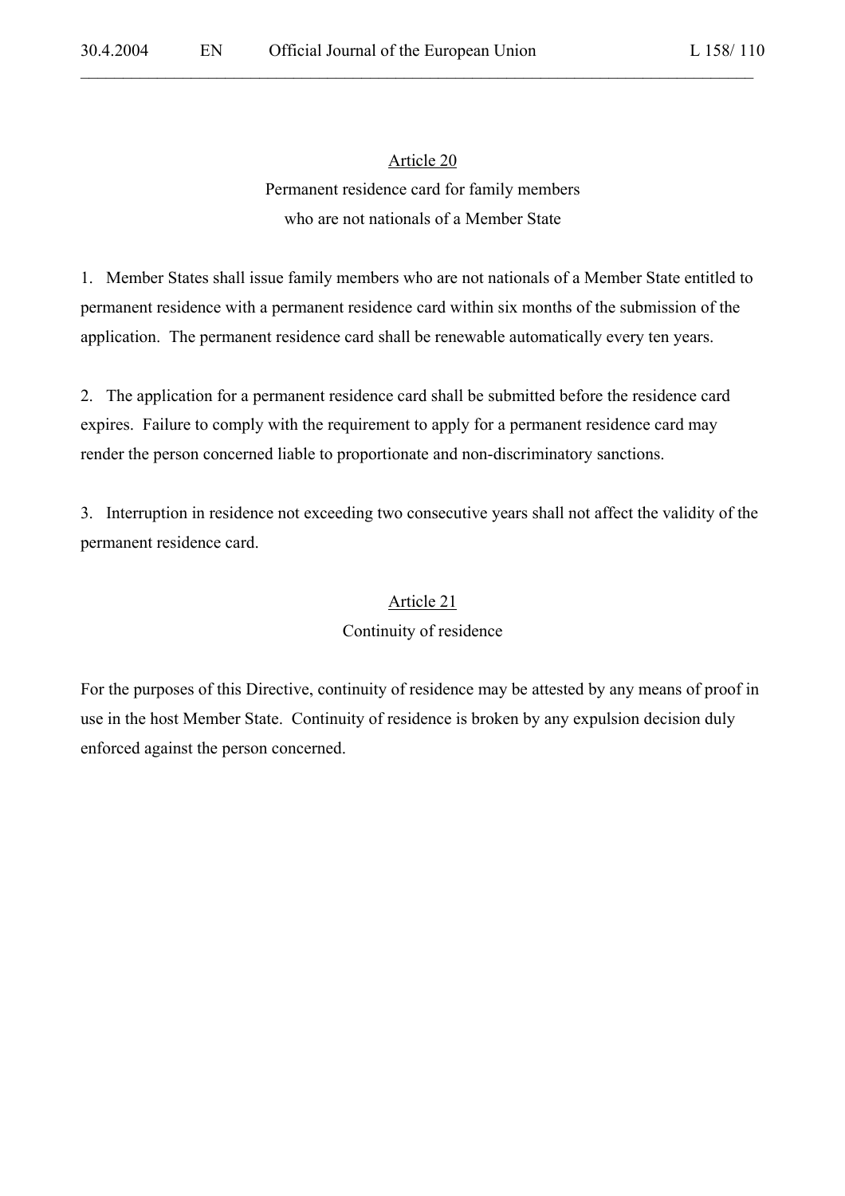## Article 20

### Permanent residence card for family members who are not nationals of a Member State

1. Member States shall issue family members who are not nationals of a Member State entitled to permanent residence with a permanent residence card within six months of the submission of the application. The permanent residence card shall be renewable automatically every ten years.

2. The application for a permanent residence card shall be submitted before the residence card expires. Failure to comply with the requirement to apply for a permanent residence card may render the person concerned liable to proportionate and non-discriminatory sanctions.

3. Interruption in residence not exceeding two consecutive years shall not affect the validity of the permanent residence card.

## Article 21

### Continuity of residence

For the purposes of this Directive, continuity of residence may be attested by any means of proof in use in the host Member State. Continuity of residence is broken by any expulsion decision duly enforced against the person concerned.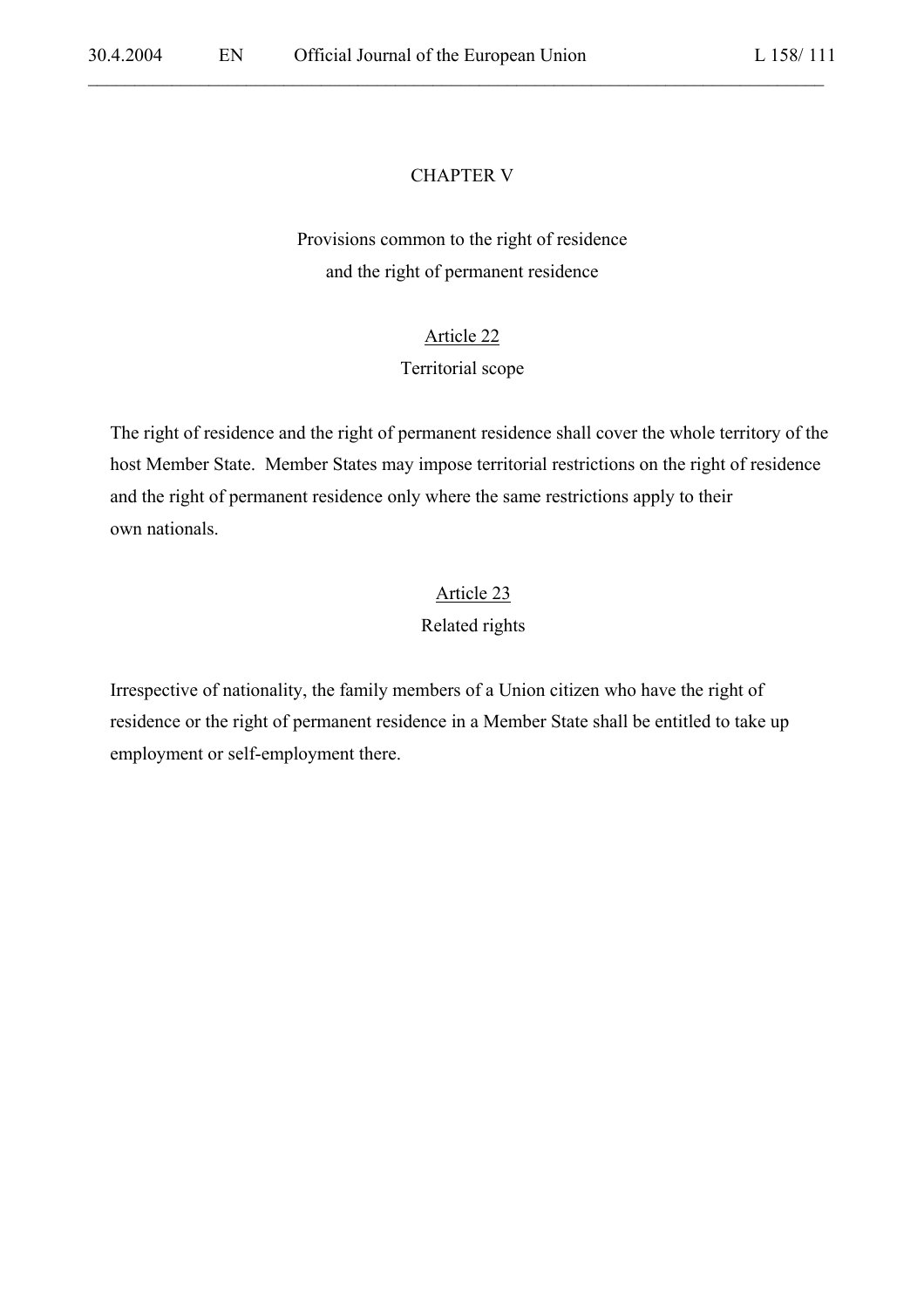## CHAPTER V

## Provisions common to the right of residence and the right of permanent residence

### Article 22

### Territorial scope

The right of residence and the right of permanent residence shall cover the whole territory of the host Member State. Member States may impose territorial restrictions on the right of residence and the right of permanent residence only where the same restrictions apply to their own nationals.

### Article 23

### Related rights

Irrespective of nationality, the family members of a Union citizen who have the right of residence or the right of permanent residence in a Member State shall be entitled to take up employment or self-employment there.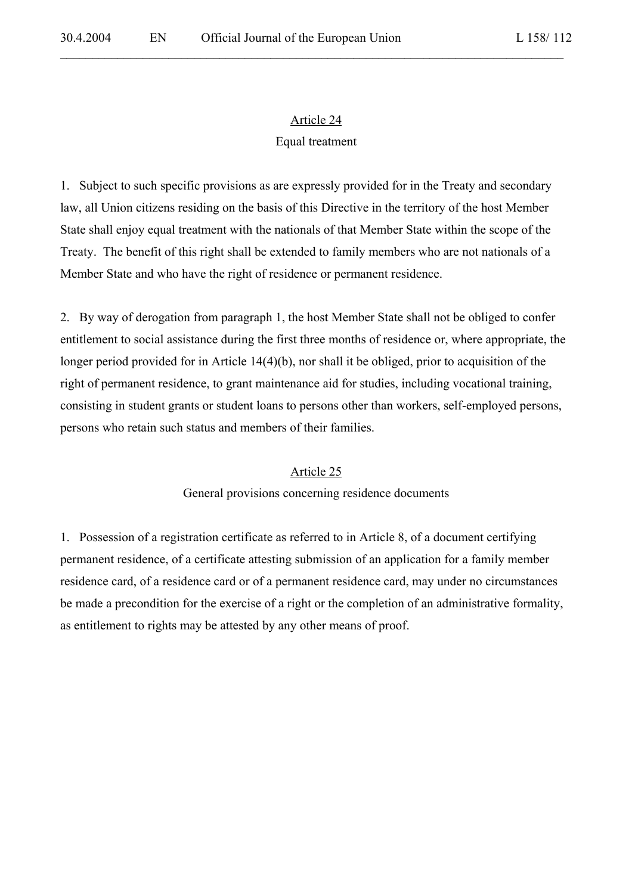## Article 24

### Equal treatment

1. Subject to such specific provisions as are expressly provided for in the Treaty and secondary law, all Union citizens residing on the basis of this Directive in the territory of the host Member State shall enjoy equal treatment with the nationals of that Member State within the scope of the Treaty. The benefit of this right shall be extended to family members who are not nationals of a Member State and who have the right of residence or permanent residence.

2. By way of derogation from paragraph 1, the host Member State shall not be obliged to confer entitlement to social assistance during the first three months of residence or, where appropriate, the longer period provided for in Article 14(4)(b), nor shall it be obliged, prior to acquisition of the right of permanent residence, to grant maintenance aid for studies, including vocational training, consisting in student grants or student loans to persons other than workers, self-employed persons, persons who retain such status and members of their families.

## Article 25

### General provisions concerning residence documents

1. Possession of a registration certificate as referred to in Article 8, of a document certifying permanent residence, of a certificate attesting submission of an application for a family member residence card, of a residence card or of a permanent residence card, may under no circumstances be made a precondition for the exercise of a right or the completion of an administrative formality, as entitlement to rights may be attested by any other means of proof.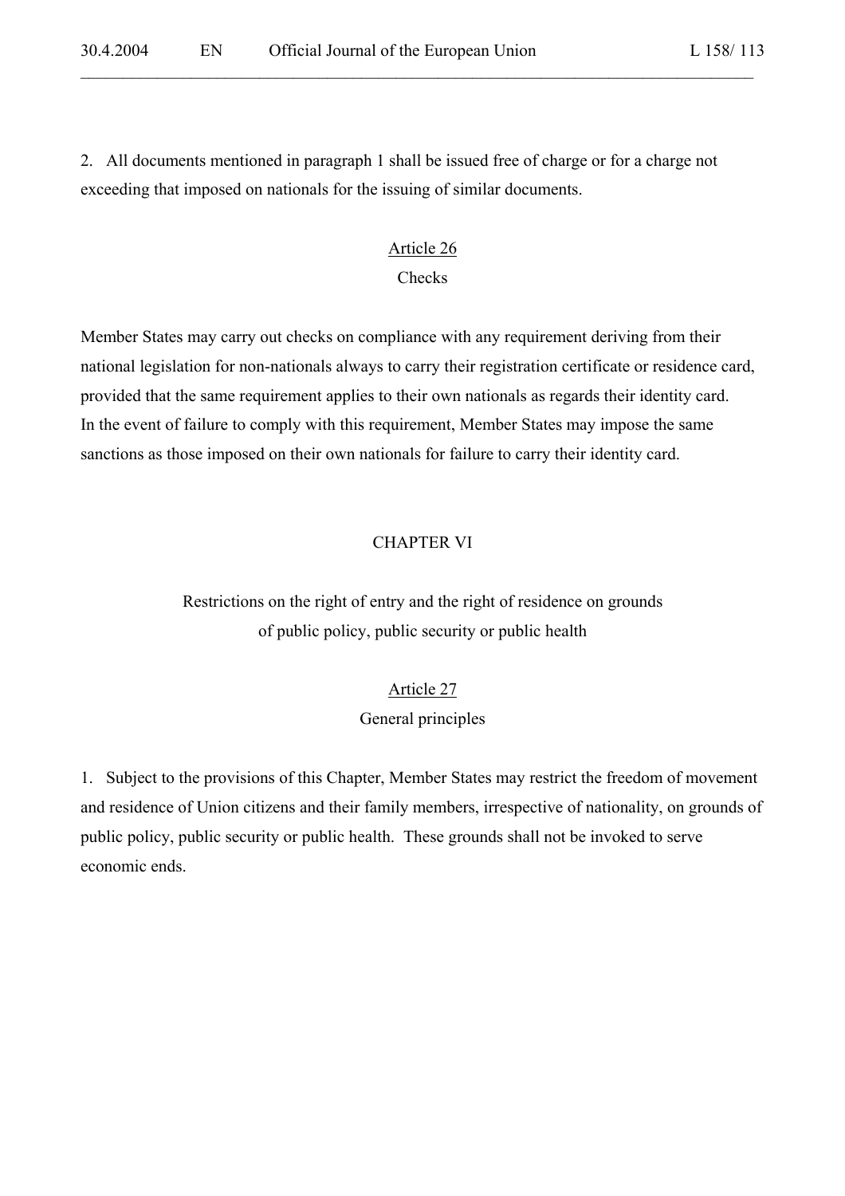2. All documents mentioned in paragraph 1 shall be issued free of charge or for a charge not exceeding that imposed on nationals for the issuing of similar documents.

### Article 26
### Checks

Member States may carry out checks on compliance with any requirement deriving from their national legislation for non-nationals always to carry their registration certificate or residence card, provided that the same requirement applies to their own nationals as regards their identity card. In the event of failure to comply with this requirement, Member States may impose the same sanctions as those imposed on their own nationals for failure to carry their identity card.

## CHAPTER VI

## Restrictions on the right of entry and the right of residence on grounds of public policy, public security or public health

### Article 27
### General principles

1. Subject to the provisions of this Chapter, Member States may restrict the freedom of movement and residence of Union citizens and their family members, irrespective of nationality, on grounds of public policy, public security or public health. These grounds shall not be invoked to serve economic ends.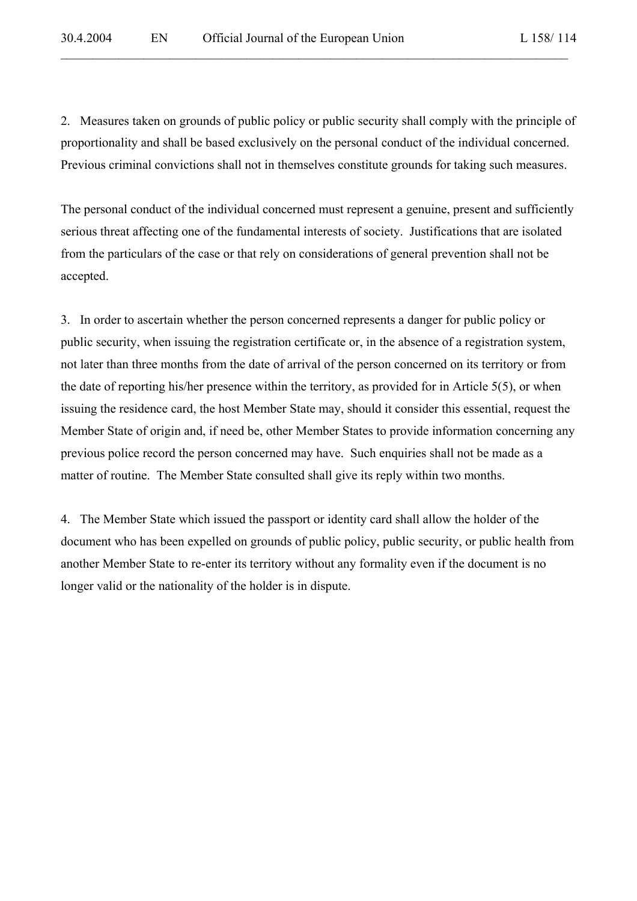2. Measures taken on grounds of public policy or public security shall comply with the principle of proportionality and shall be based exclusively on the personal conduct of the individual concerned. Previous criminal convictions shall not in themselves constitute grounds for taking such measures.

The personal conduct of the individual concerned must represent a genuine, present and sufficiently serious threat affecting one of the fundamental interests of society. Justifications that are isolated from the particulars of the case or that rely on considerations of general prevention shall not be accepted.

3. In order to ascertain whether the person concerned represents a danger for public policy or public security, when issuing the registration certificate or, in the absence of a registration system, not later than three months from the date of arrival of the person concerned on its territory or from the date of reporting his/her presence within the territory, as provided for in Article 5(5), or when issuing the residence card, the host Member State may, should it consider this essential, request the Member State of origin and, if need be, other Member States to provide information concerning any previous police record the person concerned may have. Such enquiries shall not be made as a matter of routine. The Member State consulted shall give its reply within two months.

4. The Member State which issued the passport or identity card shall allow the holder of the document who has been expelled on grounds of public policy, public security, or public health from another Member State to re-enter its territory without any formality even if the document is no longer valid or the nationality of the holder is in dispute.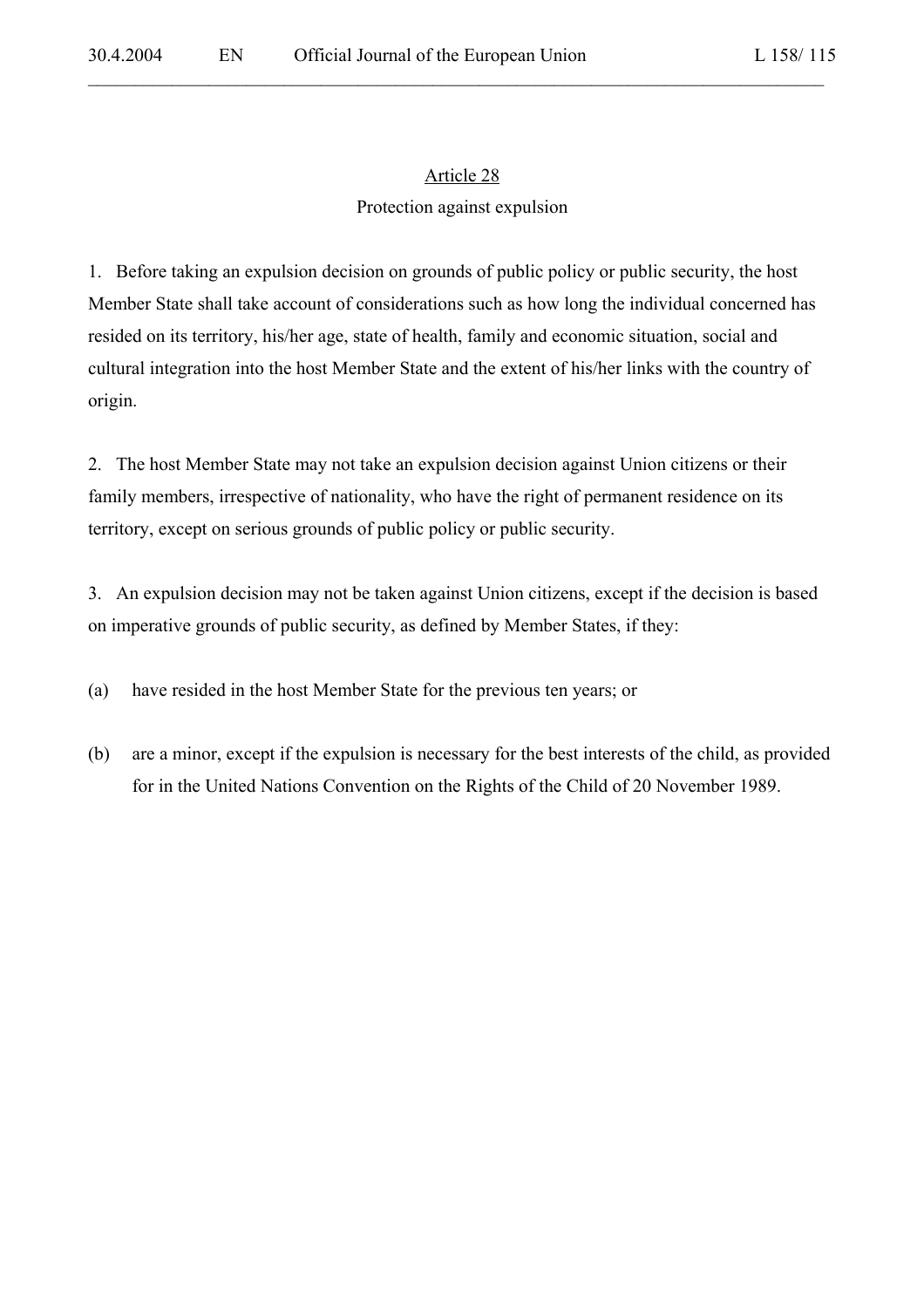## Article 28

### Protection against expulsion

1. Before taking an expulsion decision on grounds of public policy or public security, the host Member State shall take account of considerations such as how long the individual concerned has resided on its territory, his/her age, state of health, family and economic situation, social and cultural integration into the host Member State and the extent of his/her links with the country of origin.

2. The host Member State may not take an expulsion decision against Union citizens or their family members, irrespective of nationality, who have the right of permanent residence on its territory, except on serious grounds of public policy or public security.

3. An expulsion decision may not be taken against Union citizens, except if the decision is based on imperative grounds of public security, as defined by Member States, if they:

(a) have resided in the host Member State for the previous ten years; or

(b) are a minor, except if the expulsion is necessary for the best interests of the child, as provided for in the United Nations Convention on the Rights of the Child of 20 November 1989.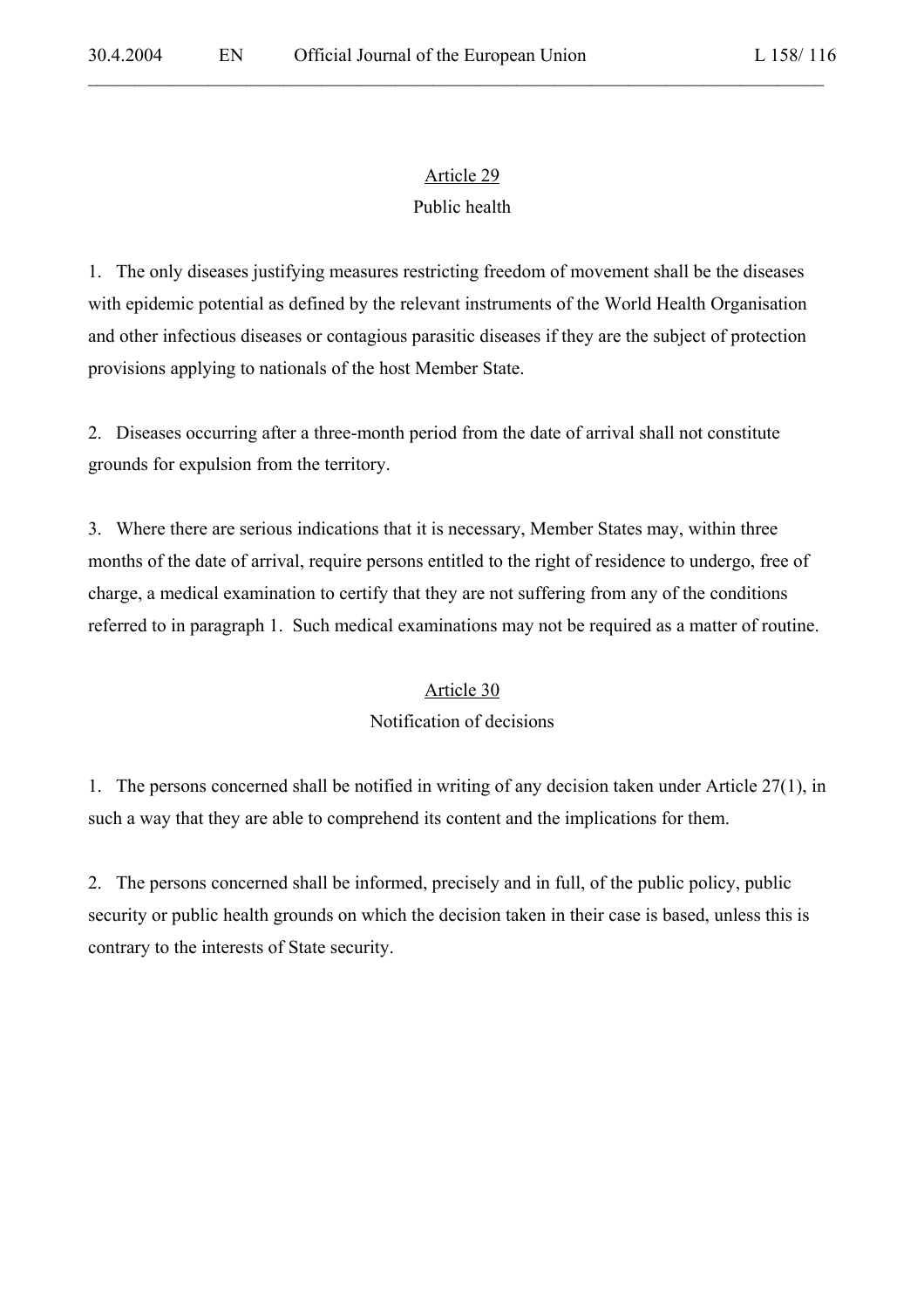## Article 29

### Public health

1. The only diseases justifying measures restricting freedom of movement shall be the diseases with epidemic potential as defined by the relevant instruments of the World Health Organisation and other infectious diseases or contagious parasitic diseases if they are the subject of protection provisions applying to nationals of the host Member State.

2. Diseases occurring after a three-month period from the date of arrival shall not constitute grounds for expulsion from the territory.

3. Where there are serious indications that it is necessary, Member States may, within three months of the date of arrival, require persons entitled to the right of residence to undergo, free of charge, a medical examination to certify that they are not suffering from any of the conditions referred to in paragraph 1. Such medical examinations may not be required as a matter of routine.

## Article 30

### Notification of decisions

1. The persons concerned shall be notified in writing of any decision taken under Article 27(1), in such a way that they are able to comprehend its content and the implications for them.

2. The persons concerned shall be informed, precisely and in full, of the public policy, public security or public health grounds on which the decision taken in their case is based, unless this is contrary to the interests of State security.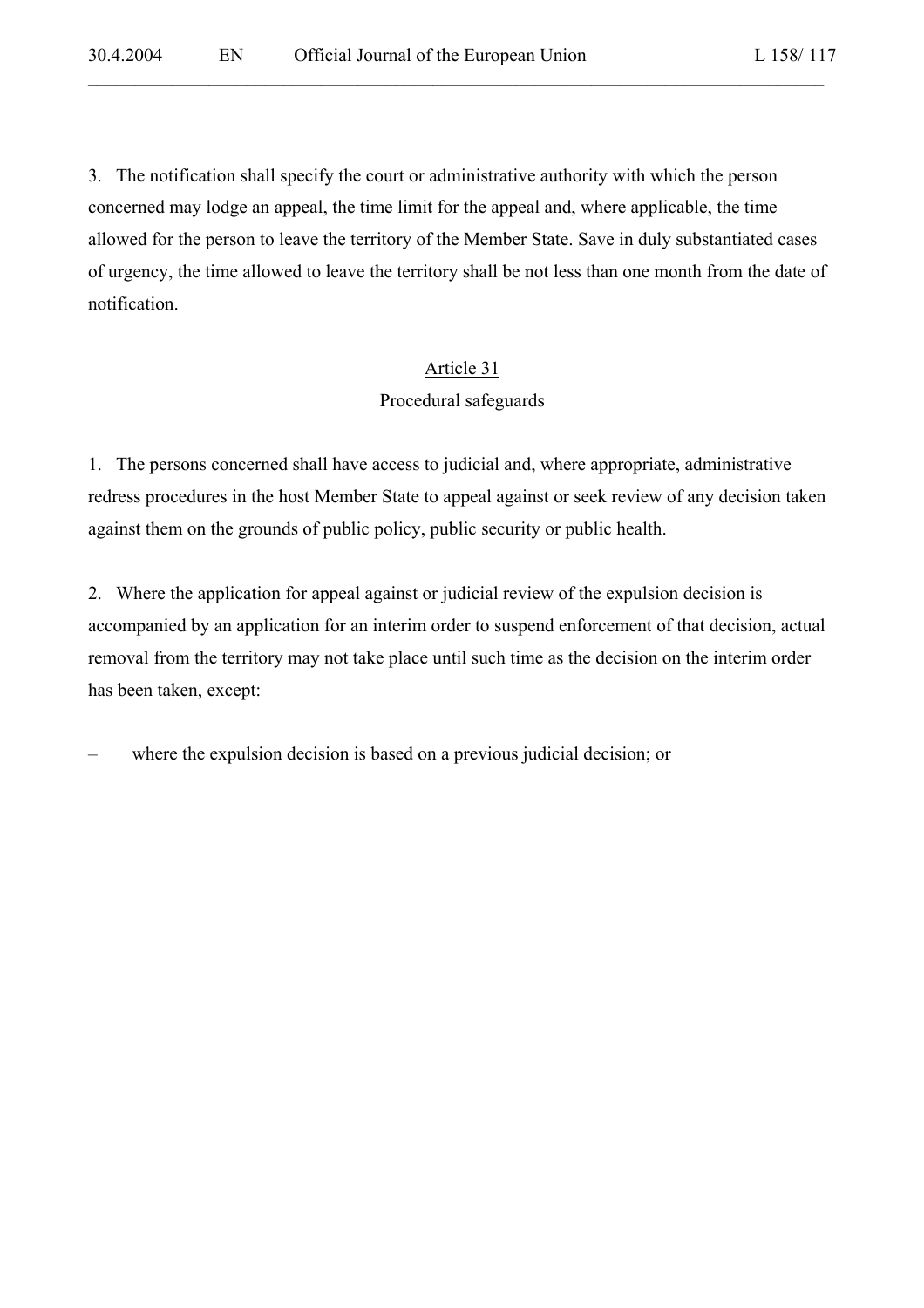3. The notification shall specify the court or administrative authority with which the person concerned may lodge an appeal, the time limit for the appeal and, where applicable, the time allowed for the person to leave the territory of the Member State. Save in duly substantiated cases of urgency, the time allowed to leave the territory shall be not less than one month from the date of notification.

## Article 31
### Procedural safeguards

1. The persons concerned shall have access to judicial and, where appropriate, administrative redress procedures in the host Member State to appeal against or seek review of any decision taken against them on the grounds of public policy, public security or public health.

2. Where the application for appeal against or judicial review of the expulsion decision is accompanied by an application for an interim order to suspend enforcement of that decision, actual removal from the territory may not take place until such time as the decision on the interim order has been taken, except:

– where the expulsion decision is based on a previous judicial decision; or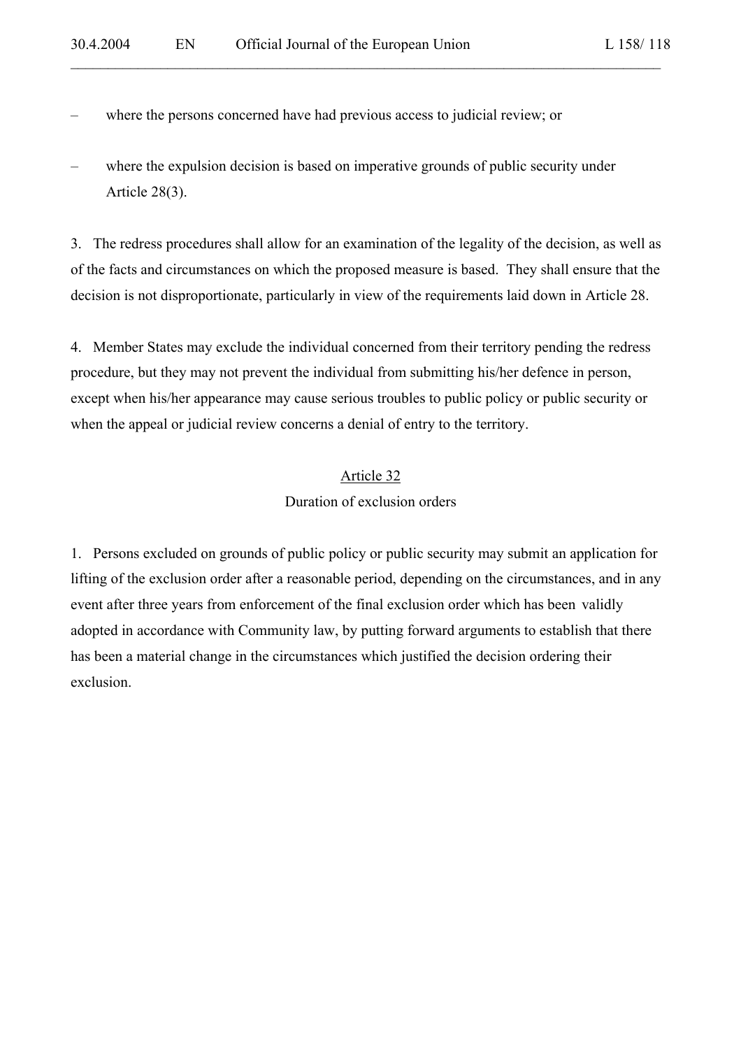– where the persons concerned have had previous access to judicial review; or

– where the expulsion decision is based on imperative grounds of public security under Article 28(3).

3. The redress procedures shall allow for an examination of the legality of the decision, as well as of the facts and circumstances on which the proposed measure is based. They shall ensure that the decision is not disproportionate, particularly in view of the requirements laid down in Article 28.

4. Member States may exclude the individual concerned from their territory pending the redress procedure, but they may not prevent the individual from submitting his/her defence in person, except when his/her appearance may cause serious troubles to public policy or public security or when the appeal or judicial review concerns a denial of entry to the territory.

## Article 32

### Duration of exclusion orders

1. Persons excluded on grounds of public policy or public security may submit an application for lifting of the exclusion order after a reasonable period, depending on the circumstances, and in any event after three years from enforcement of the final exclusion order which has been validly adopted in accordance with Community law, by putting forward arguments to establish that there has been a material change in the circumstances which justified the decision ordering their exclusion.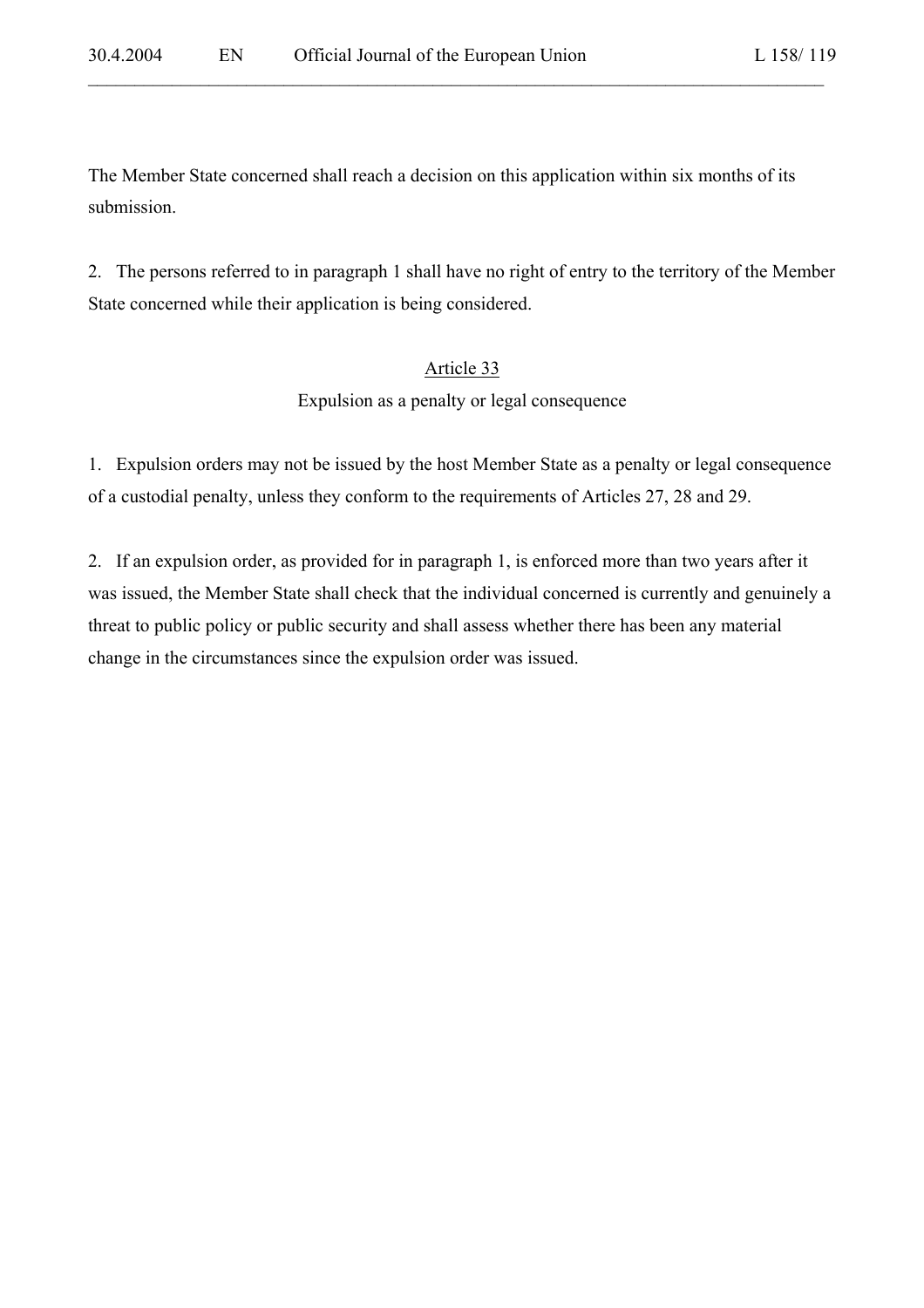The Member State concerned shall reach a decision on this application within six months of its submission.

2. The persons referred to in paragraph 1 shall have no right of entry to the territory of the Member State concerned while their application is being considered.

## Article 33

### Expulsion as a penalty or legal consequence

1. Expulsion orders may not be issued by the host Member State as a penalty or legal consequence of a custodial penalty, unless they conform to the requirements of Articles 27, 28 and 29.

2. If an expulsion order, as provided for in paragraph 1, is enforced more than two years after it was issued, the Member State shall check that the individual concerned is currently and genuinely a threat to public policy or public security and shall assess whether there has been any material change in the circumstances since the expulsion order was issued.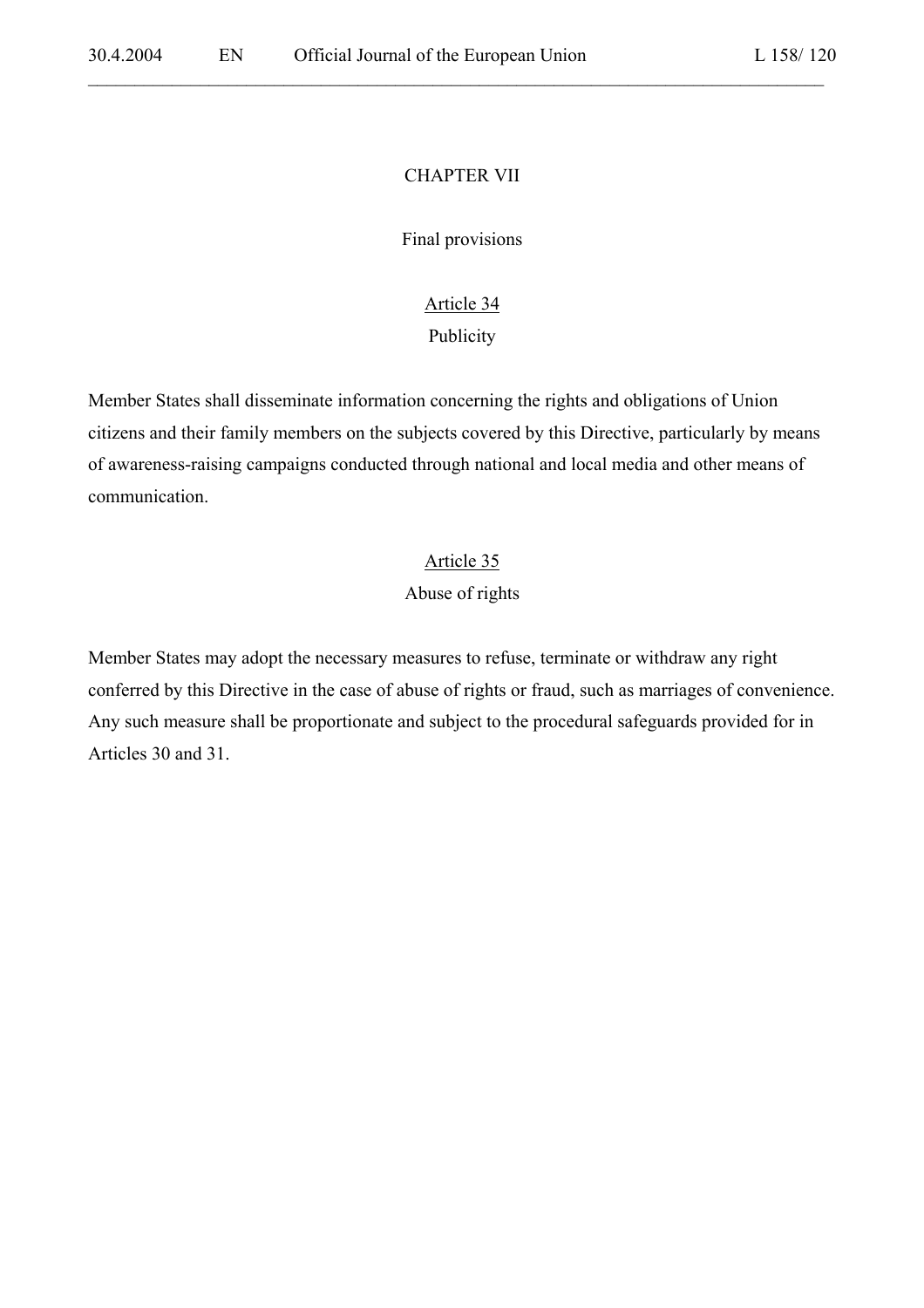## CHAPTER VII

## Final provisions

### Article 34
### Publicity

Member States shall disseminate information concerning the rights and obligations of Union citizens and their family members on the subjects covered by this Directive, particularly by means of awareness-raising campaigns conducted through national and local media and other means of communication.

### Article 35
### Abuse of rights

Member States may adopt the necessary measures to refuse, terminate or withdraw any right conferred by this Directive in the case of abuse of rights or fraud, such as marriages of convenience. Any such measure shall be proportionate and subject to the procedural safeguards provided for in Articles 30 and 31.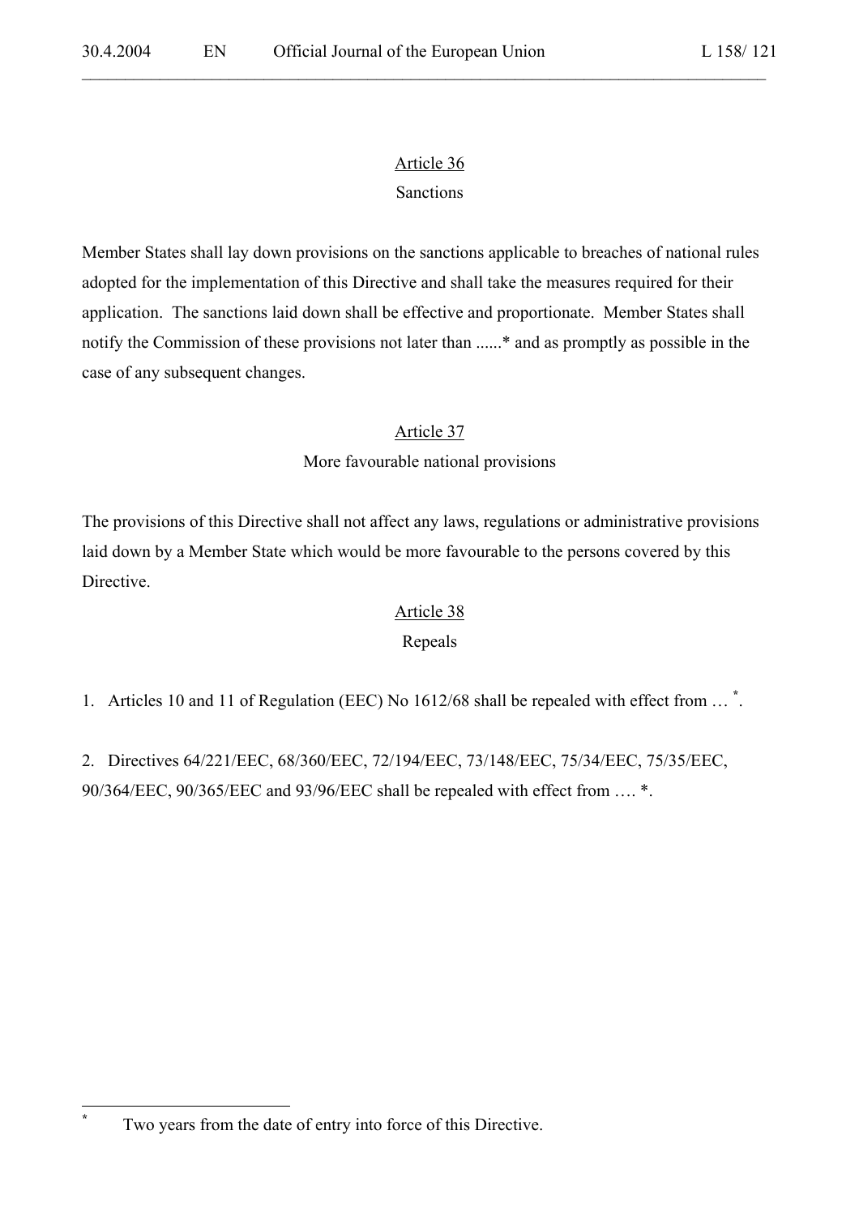## Article 36

Sanctions

Member States shall lay down provisions on the sanctions applicable to breaches of national rules adopted for the implementation of this Directive and shall take the measures required for their application. The sanctions laid down shall be effective and proportionate. Member States shall notify the Commission of these provisions not later than ......* and as promptly as possible in the case of any subsequent changes.

## Article 37

More favourable national provisions

The provisions of this Directive shall not affect any laws, regulations or administrative provisions laid down by a Member State which would be more favourable to the persons covered by this Directive.

## Article 38

Repeals

1. Articles 10 and 11 of Regulation (EEC) No 1612/68 shall be repealed with effect from … *.

2. Directives 64/221/EEC, 68/360/EEC, 72/194/EEC, 73/148/EEC, 75/34/EEC, 75/35/EEC, 90/364/EEC, 90/365/EEC and 93/96/EEC shall be repealed with effect from …. *.

---

\* Two years from the date of entry into force of this Directive.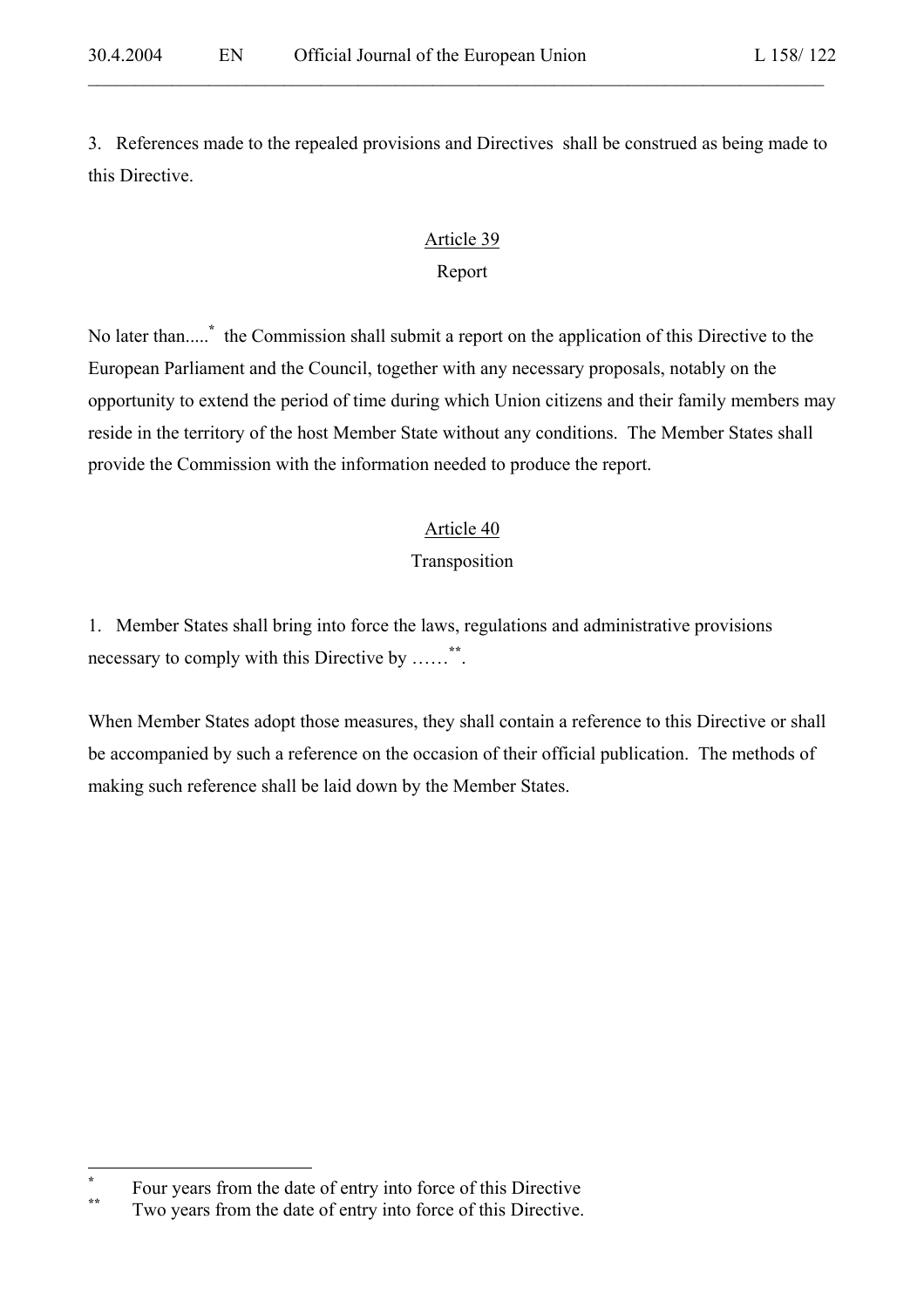3. References made to the repealed provisions and Directives shall be construed as being made to this Directive.

## Article 39

### Report

No later than.....* the Commission shall submit a report on the application of this Directive to the European Parliament and the Council, together with any necessary proposals, notably on the opportunity to extend the period of time during which Union citizens and their family members may reside in the territory of the host Member State without any conditions. The Member States shall provide the Commission with the information needed to produce the report.

## Article 40

### Transposition

1. Member States shall bring into force the laws, regulations and administrative provisions necessary to comply with this Directive by ……**.

When Member States adopt those measures, they shall contain a reference to this Directive or shall be accompanied by such a reference on the occasion of their official publication. The methods of making such reference shall be laid down by the Member States.

---

\* Four years from the date of entry into force of this Directive

\*\* Two years from the date of entry into force of this Directive.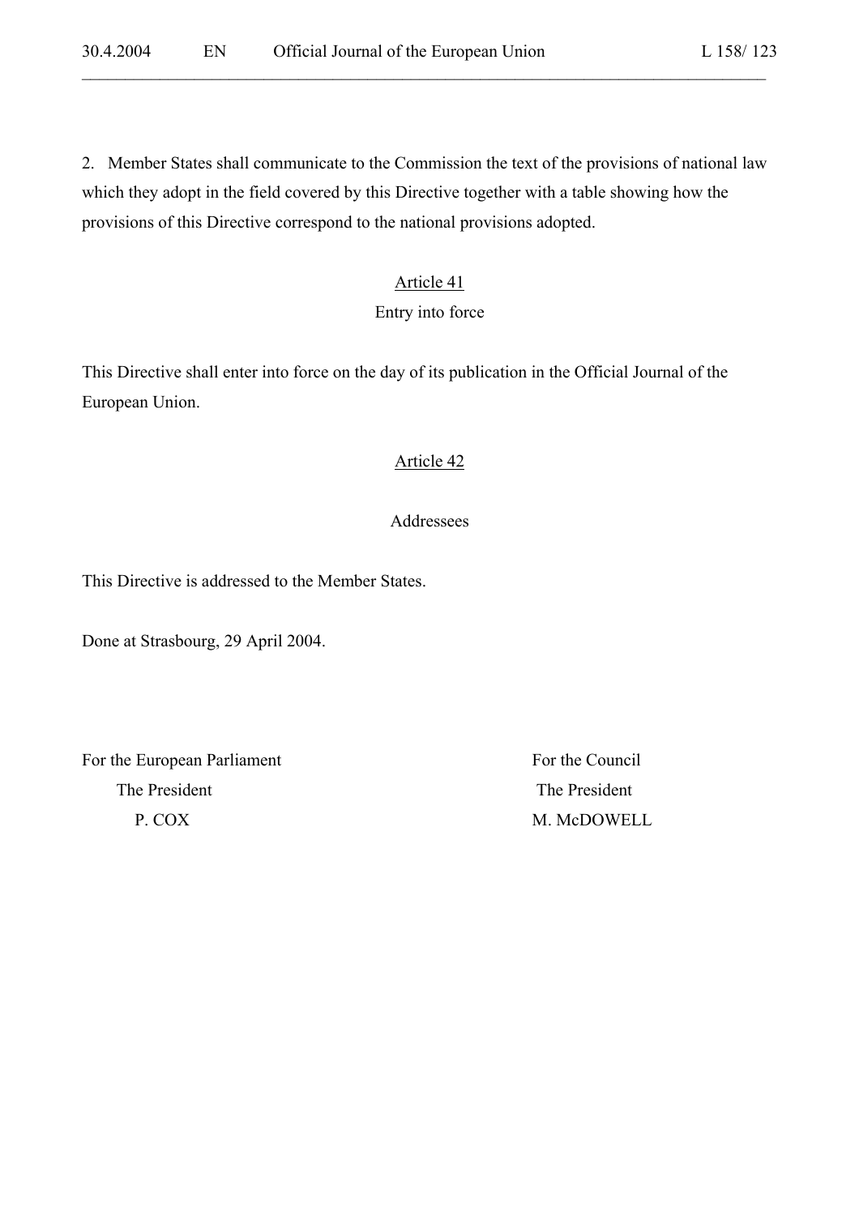2. Member States shall communicate to the Commission the text of the provisions of national law which they adopt in the field covered by this Directive together with a table showing how the provisions of this Directive correspond to the national provisions adopted.

Article 41

Entry into force

This Directive shall enter into force on the day of its publication in the Official Journal of the European Union.

Article 42

Addressees

This Directive is addressed to the Member States.

Done at Strasbourg, 29 April 2004.

For the European Parliament
The President
P. COX

For the Council
The President
M. McDOWELL